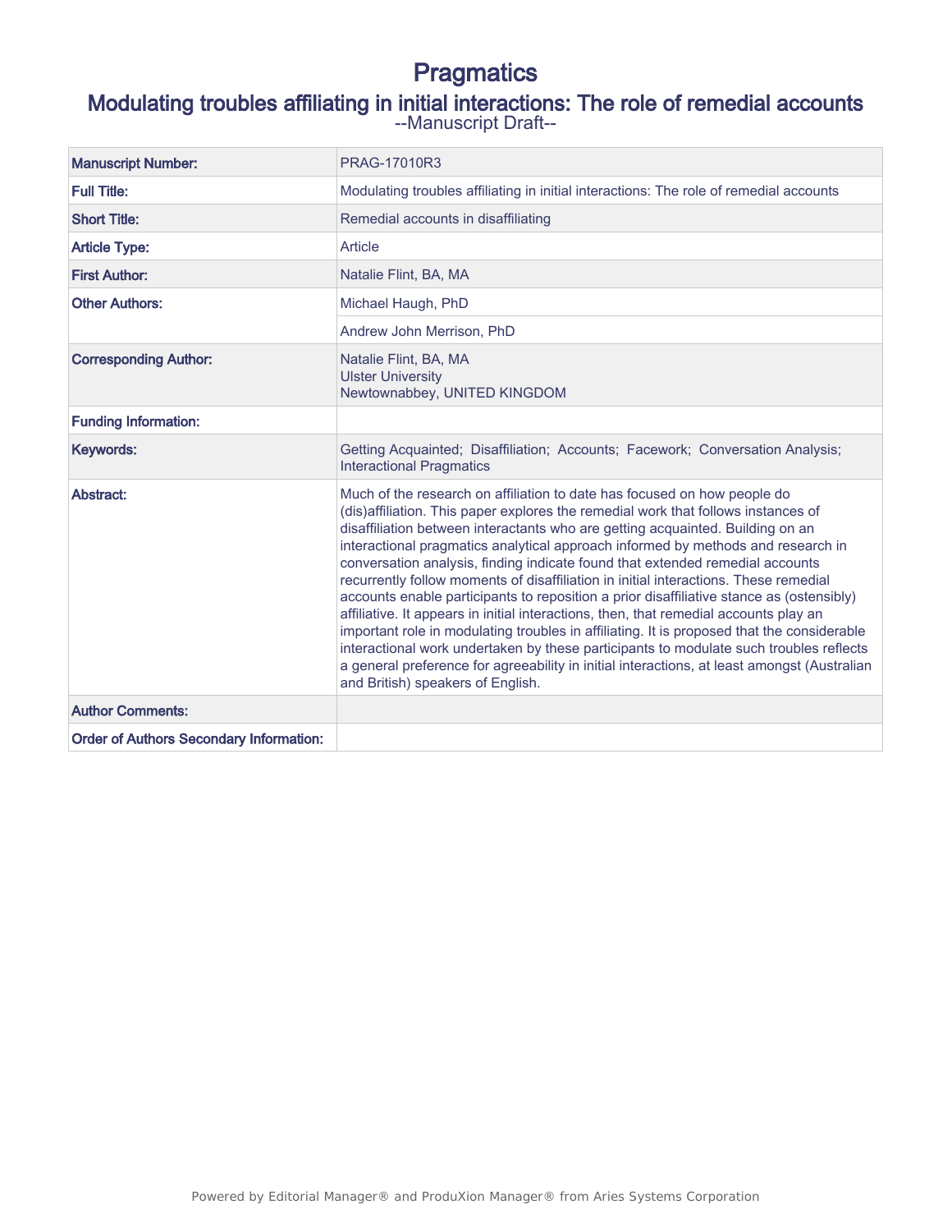# Pragmatics

## Modulating troubles affiliating in initial interactions: The role of remedial accounts

--Manuscript Draft--

| | |
|---|---|
| **Manuscript Number:** | PRAG-17010R3 |
| **Full Title:** | Modulating troubles affiliating in initial interactions: The role of remedial accounts |
| **Short Title:** | Remedial accounts in disaffiliating |
| **Article Type:** | Article |
| **First Author:** | Natalie Flint, BA, MA |
| **Other Authors:** | Michael Haugh, PhD |
| | Andrew John Merrison, PhD |
| **Corresponding Author:** | Natalie Flint, BA, MA<br>Ulster University<br>Newtownabbey, UNITED KINGDOM |
| **Funding Information:** | |
| **Keywords:** | Getting Acquainted; Disaffiliation; Accounts; Facework; Conversation Analysis; Interactional Pragmatics |
| **Abstract:** | Much of the research on affiliation to date has focused on how people do (dis)affiliation. This paper explores the remedial work that follows instances of disaffiliation between interactants who are getting acquainted. Building on an interactional pragmatics analytical approach informed by methods and research in conversation analysis, finding indicate found that extended remedial accounts recurrently follow moments of disaffiliation in initial interactions. These remedial accounts enable participants to reposition a prior disaffiliative stance as (ostensibly) affiliative. It appears in initial interactions, then, that remedial accounts play an important role in modulating troubles in affiliating. It is proposed that the considerable interactional work undertaken by these participants to modulate such troubles reflects a general preference for agreeability in initial interactions, at least amongst (Australian and British) speakers of English. |
| **Author Comments:** | |
| **Order of Authors Secondary Information:** | |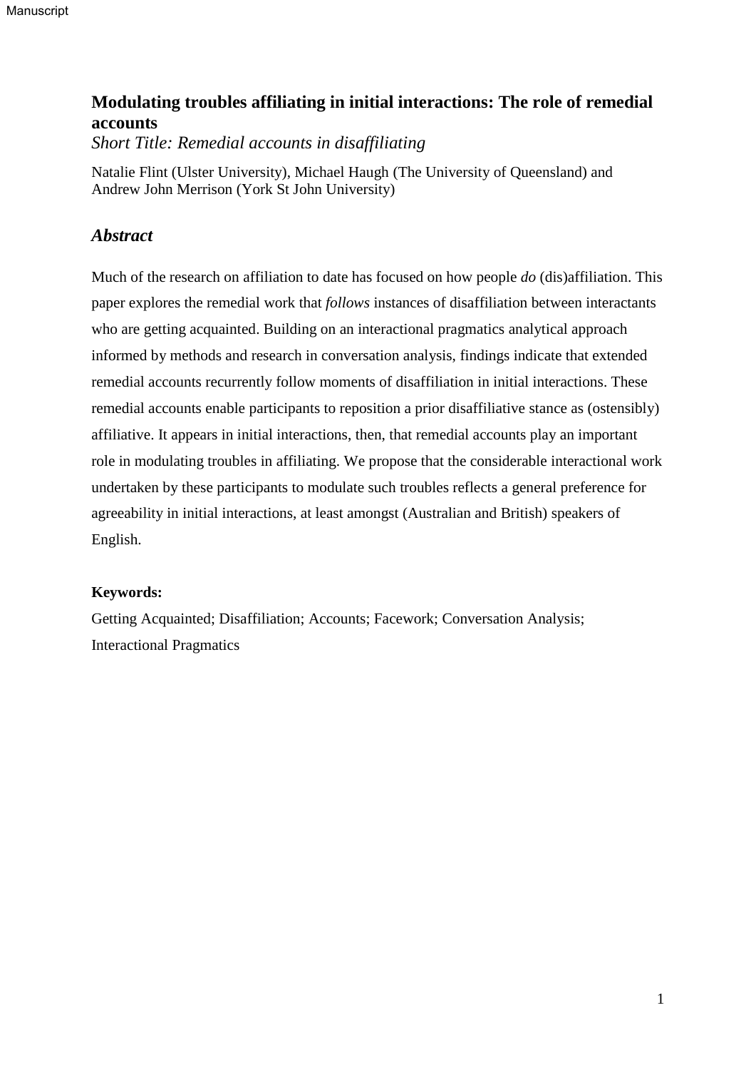# Modulating troubles affiliating in initial interactions: The role of remedial accounts

*Short Title: Remedial accounts in disaffiliating*

Natalie Flint (Ulster University), Michael Haugh (The University of Queensland) and Andrew John Merrison (York St John University)

## *Abstract*

Much of the research on affiliation to date has focused on how people *do* (dis)affiliation. This paper explores the remedial work that *follows* instances of disaffiliation between interactants who are getting acquainted. Building on an interactional pragmatics analytical approach informed by methods and research in conversation analysis, findings indicate that extended remedial accounts recurrently follow moments of disaffiliation in initial interactions. These remedial accounts enable participants to reposition a prior disaffiliative stance as (ostensibly) affiliative. It appears in initial interactions, then, that remedial accounts play an important role in modulating troubles in affiliating. We propose that the considerable interactional work undertaken by these participants to modulate such troubles reflects a general preference for agreeability in initial interactions, at least amongst (Australian and British) speakers of English.

**Keywords:**

Getting Acquainted; Disaffiliation; Accounts; Facework; Conversation Analysis; Interactional Pragmatics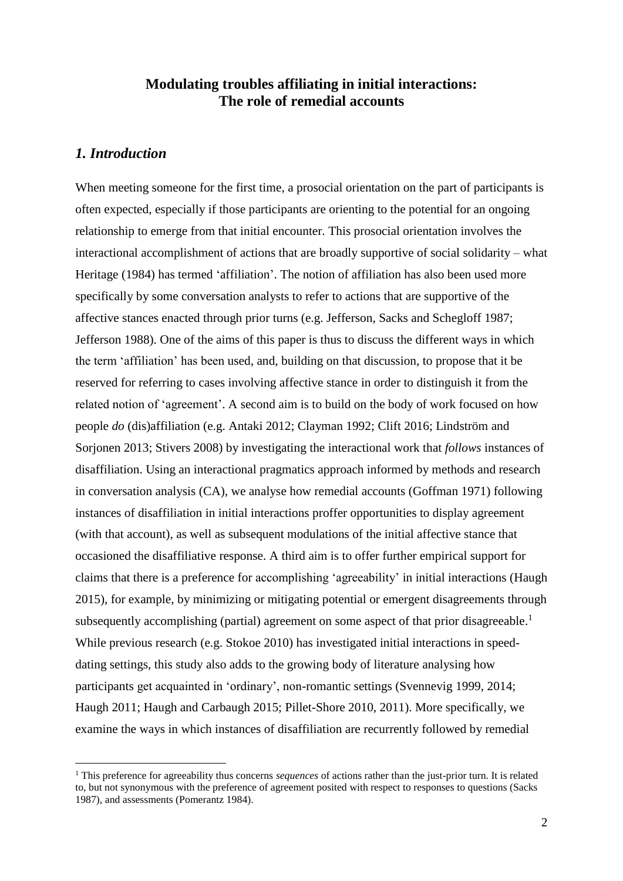# Modulating troubles affiliating in initial interactions: The role of remedial accounts

## *1. Introduction*

When meeting someone for the first time, a prosocial orientation on the part of participants is often expected, especially if those participants are orienting to the potential for an ongoing relationship to emerge from that initial encounter. This prosocial orientation involves the interactional accomplishment of actions that are broadly supportive of social solidarity – what Heritage (1984) has termed 'affiliation'. The notion of affiliation has also been used more specifically by some conversation analysts to refer to actions that are supportive of the affective stances enacted through prior turns (e.g. Jefferson, Sacks and Schegloff 1987; Jefferson 1988). One of the aims of this paper is thus to discuss the different ways in which the term 'affiliation' has been used, and, building on that discussion, to propose that it be reserved for referring to cases involving affective stance in order to distinguish it from the related notion of 'agreement'. A second aim is to build on the body of work focused on how people *do* (dis)affiliation (e.g. Antaki 2012; Clayman 1992; Clift 2016; Lindström and Sorjonen 2013; Stivers 2008) by investigating the interactional work that *follows* instances of disaffiliation. Using an interactional pragmatics approach informed by methods and research in conversation analysis (CA), we analyse how remedial accounts (Goffman 1971) following instances of disaffiliation in initial interactions proffer opportunities to display agreement (with that account), as well as subsequent modulations of the initial affective stance that occasioned the disaffiliative response. A third aim is to offer further empirical support for claims that there is a preference for accomplishing 'agreeability' in initial interactions (Haugh 2015), for example, by minimizing or mitigating potential or emergent disagreements through subsequently accomplishing (partial) agreement on some aspect of that prior disagreeable.[1] While previous research (e.g. Stokoe 2010) has investigated initial interactions in speed-dating settings, this study also adds to the growing body of literature analysing how participants get acquainted in 'ordinary', non-romantic settings (Svennevig 1999, 2014; Haugh 2011; Haugh and Carbaugh 2015; Pillet-Shore 2010, 2011). More specifically, we examine the ways in which instances of disaffiliation are recurrently followed by remedial

[1] This preference for agreeability thus concerns *sequences* of actions rather than the just-prior turn. It is related to, but not synonymous with the preference of agreement posited with respect to responses to questions (Sacks 1987), and assessments (Pomerantz 1984).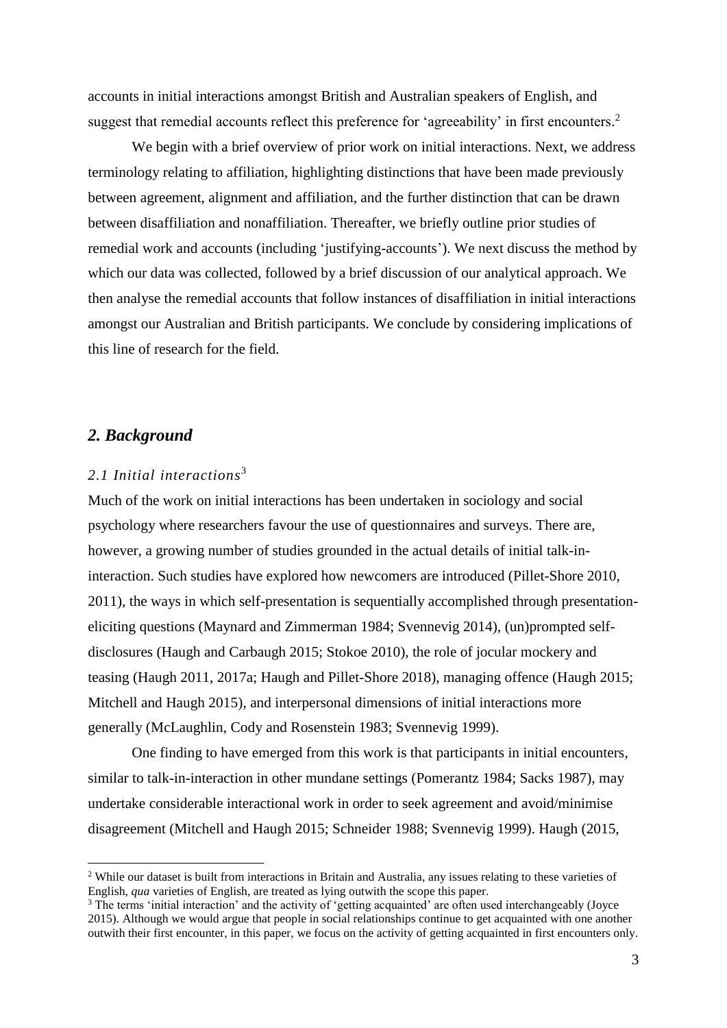accounts in initial interactions amongst British and Australian speakers of English, and suggest that remedial accounts reflect this preference for 'agreeability' in first encounters.[2]

We begin with a brief overview of prior work on initial interactions. Next, we address terminology relating to affiliation, highlighting distinctions that have been made previously between agreement, alignment and affiliation, and the further distinction that can be drawn between disaffiliation and nonaffiliation. Thereafter, we briefly outline prior studies of remedial work and accounts (including 'justifying-accounts'). We next discuss the method by which our data was collected, followed by a brief discussion of our analytical approach. We then analyse the remedial accounts that follow instances of disaffiliation in initial interactions amongst our Australian and British participants. We conclude by considering implications of this line of research for the field.

## *2. Background*

### *2.1 Initial interactions*[3]

Much of the work on initial interactions has been undertaken in sociology and social psychology where researchers favour the use of questionnaires and surveys. There are, however, a growing number of studies grounded in the actual details of initial talk-in-interaction. Such studies have explored how newcomers are introduced (Pillet-Shore 2010, 2011), the ways in which self-presentation is sequentially accomplished through presentation-eliciting questions (Maynard and Zimmerman 1984; Svennevig 2014), (un)prompted self-disclosures (Haugh and Carbaugh 2015; Stokoe 2010), the role of jocular mockery and teasing (Haugh 2011, 2017a; Haugh and Pillet-Shore 2018), managing offence (Haugh 2015; Mitchell and Haugh 2015), and interpersonal dimensions of initial interactions more generally (McLaughlin, Cody and Rosenstein 1983; Svennevig 1999).

One finding to have emerged from this work is that participants in initial encounters, similar to talk-in-interaction in other mundane settings (Pomerantz 1984; Sacks 1987), may undertake considerable interactional work in order to seek agreement and avoid/minimise disagreement (Mitchell and Haugh 2015; Schneider 1988; Svennevig 1999). Haugh (2015,

[2] While our dataset is built from interactions in Britain and Australia, any issues relating to these varieties of English, *qua* varieties of English, are treated as lying outwith the scope this paper.

[3] The terms 'initial interaction' and the activity of 'getting acquainted' are often used interchangeably (Joyce 2015). Although we would argue that people in social relationships continue to get acquainted with one another outwith their first encounter, in this paper, we focus on the activity of getting acquainted in first encounters only.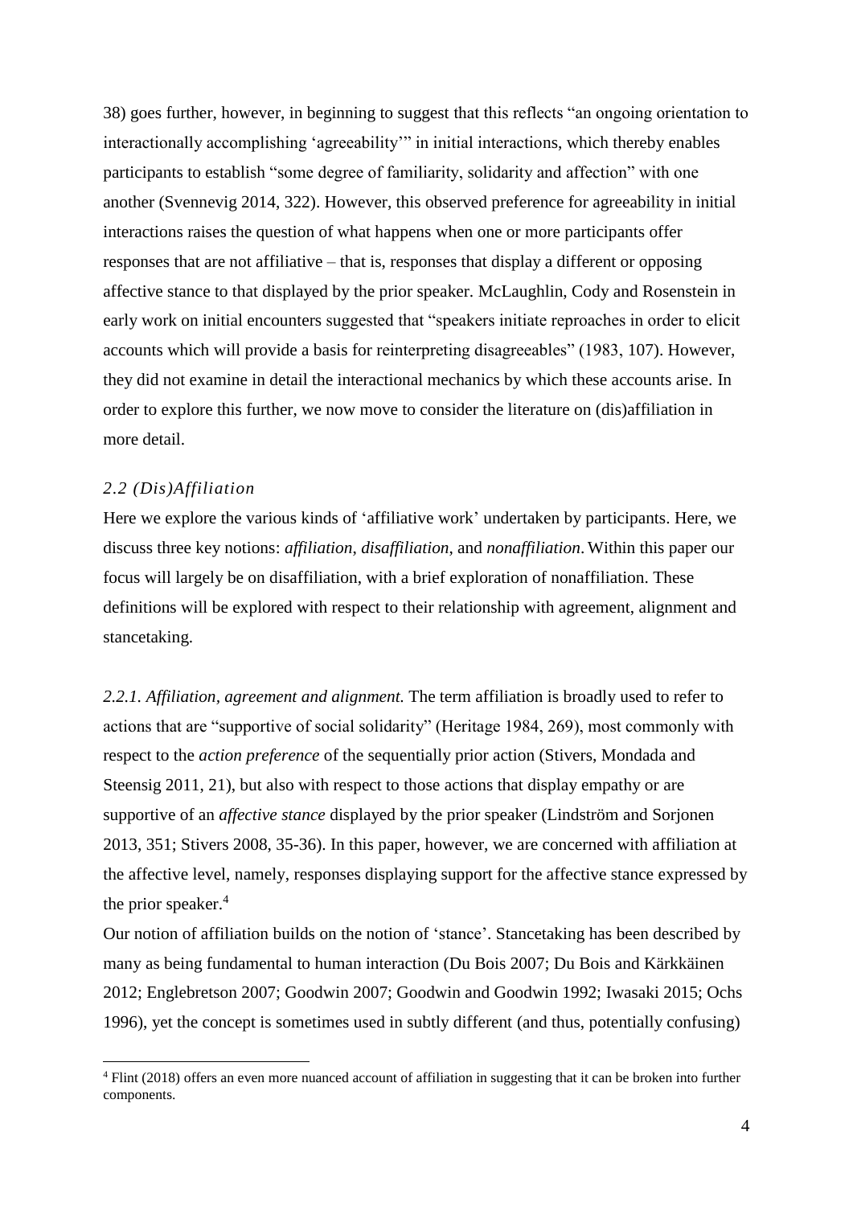38) goes further, however, in beginning to suggest that this reflects "an ongoing orientation to interactionally accomplishing 'agreeability'" in initial interactions, which thereby enables participants to establish "some degree of familiarity, solidarity and affection" with one another (Svennevig 2014, 322). However, this observed preference for agreeability in initial interactions raises the question of what happens when one or more participants offer responses that are not affiliative – that is, responses that display a different or opposing affective stance to that displayed by the prior speaker. McLaughlin, Cody and Rosenstein in early work on initial encounters suggested that "speakers initiate reproaches in order to elicit accounts which will provide a basis for reinterpreting disagreeables" (1983, 107). However, they did not examine in detail the interactional mechanics by which these accounts arise. In order to explore this further, we now move to consider the literature on (dis)affiliation in more detail.

### *2.2 (Dis)Affiliation*

Here we explore the various kinds of 'affiliative work' undertaken by participants. Here, we discuss three key notions: *affiliation*, *disaffiliation*, and *nonaffiliation*. Within this paper our focus will largely be on disaffiliation, with a brief exploration of nonaffiliation. These definitions will be explored with respect to their relationship with agreement, alignment and stancetaking.

*2.2.1. Affiliation, agreement and alignment.* The term affiliation is broadly used to refer to actions that are "supportive of social solidarity" (Heritage 1984, 269), most commonly with respect to the *action preference* of the sequentially prior action (Stivers, Mondada and Steensig 2011, 21), but also with respect to those actions that display empathy or are supportive of an *affective stance* displayed by the prior speaker (Lindström and Sorjonen 2013, 351; Stivers 2008, 35-36). In this paper, however, we are concerned with affiliation at the affective level, namely, responses displaying support for the affective stance expressed by the prior speaker.[4]

Our notion of affiliation builds on the notion of 'stance'. Stancetaking has been described by many as being fundamental to human interaction (Du Bois 2007; Du Bois and Kärkkäinen 2012; Englebretson 2007; Goodwin 2007; Goodwin and Goodwin 1992; Iwasaki 2015; Ochs 1996), yet the concept is sometimes used in subtly different (and thus, potentially confusing)

[4] Flint (2018) offers an even more nuanced account of affiliation in suggesting that it can be broken into further components.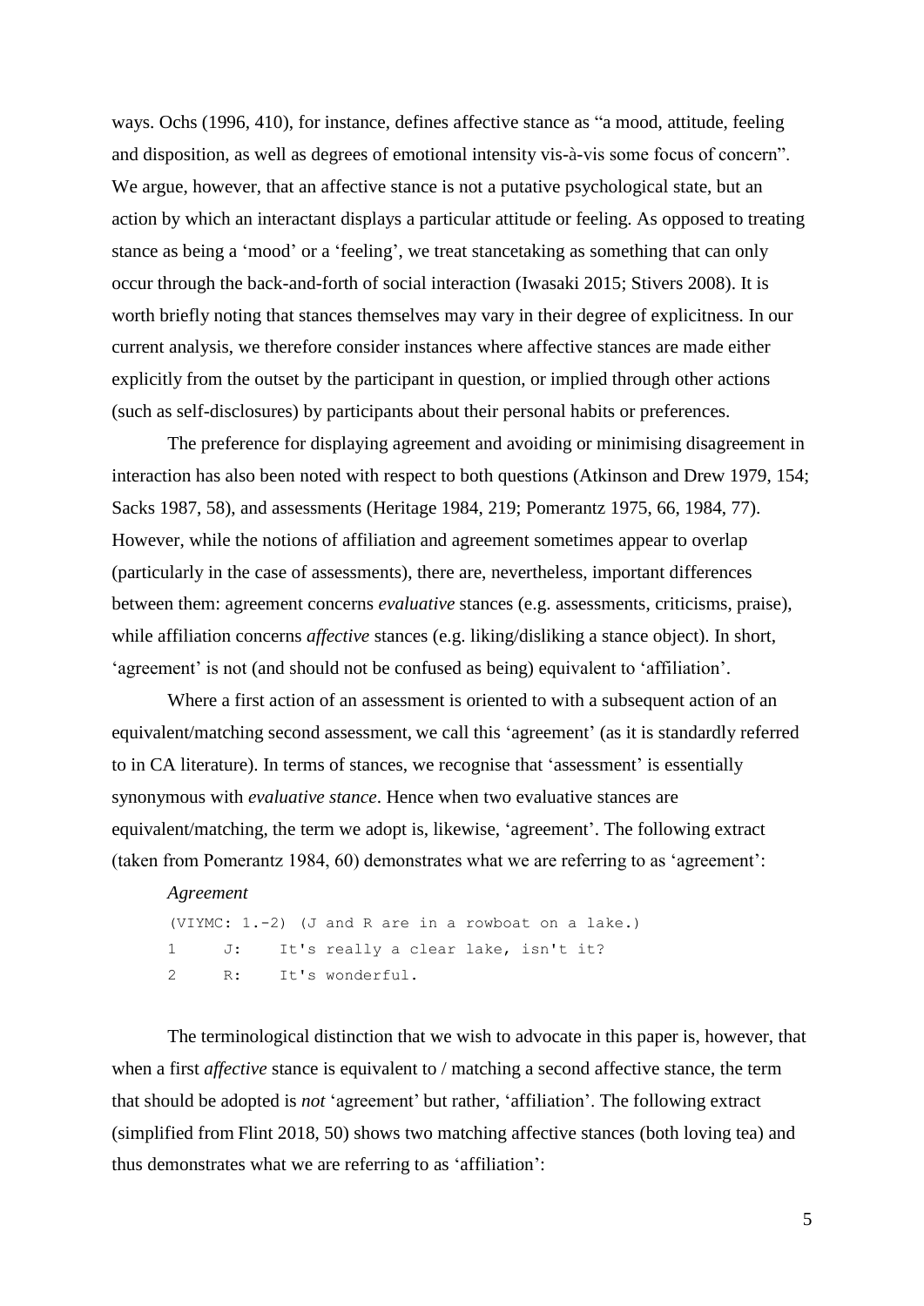ways. Ochs (1996, 410), for instance, defines affective stance as "a mood, attitude, feeling and disposition, as well as degrees of emotional intensity vis-à-vis some focus of concern". We argue, however, that an affective stance is not a putative psychological state, but an action by which an interactant displays a particular attitude or feeling. As opposed to treating stance as being a 'mood' or a 'feeling', we treat stancetaking as something that can only occur through the back-and-forth of social interaction (Iwasaki 2015; Stivers 2008). It is worth briefly noting that stances themselves may vary in their degree of explicitness. In our current analysis, we therefore consider instances where affective stances are made either explicitly from the outset by the participant in question, or implied through other actions (such as self-disclosures) by participants about their personal habits or preferences.

The preference for displaying agreement and avoiding or minimising disagreement in interaction has also been noted with respect to both questions (Atkinson and Drew 1979, 154; Sacks 1987, 58), and assessments (Heritage 1984, 219; Pomerantz 1975, 66, 1984, 77). However, while the notions of affiliation and agreement sometimes appear to overlap (particularly in the case of assessments), there are, nevertheless, important differences between them: agreement concerns *evaluative* stances (e.g. assessments, criticisms, praise), while affiliation concerns *affective* stances (e.g. liking/disliking a stance object). In short, 'agreement' is not (and should not be confused as being) equivalent to 'affiliation'.

Where a first action of an assessment is oriented to with a subsequent action of an equivalent/matching second assessment, we call this 'agreement' (as it is standardly referred to in CA literature). In terms of stances, we recognise that 'assessment' is essentially synonymous with *evaluative stance*. Hence when two evaluative stances are equivalent/matching, the term we adopt is, likewise, 'agreement'. The following extract (taken from Pomerantz 1984, 60) demonstrates what we are referring to as 'agreement':

*Agreement*

```
(VIYMC: 1.-2) (J and R are in a rowboat on a lake.)
1     J:    It's really a clear lake, isn't it?
2     R:    It's wonderful.
```

The terminological distinction that we wish to advocate in this paper is, however, that when a first *affective* stance is equivalent to / matching a second affective stance, the term that should be adopted is *not* 'agreement' but rather, 'affiliation'. The following extract (simplified from Flint 2018, 50) shows two matching affective stances (both loving tea) and thus demonstrates what we are referring to as 'affiliation':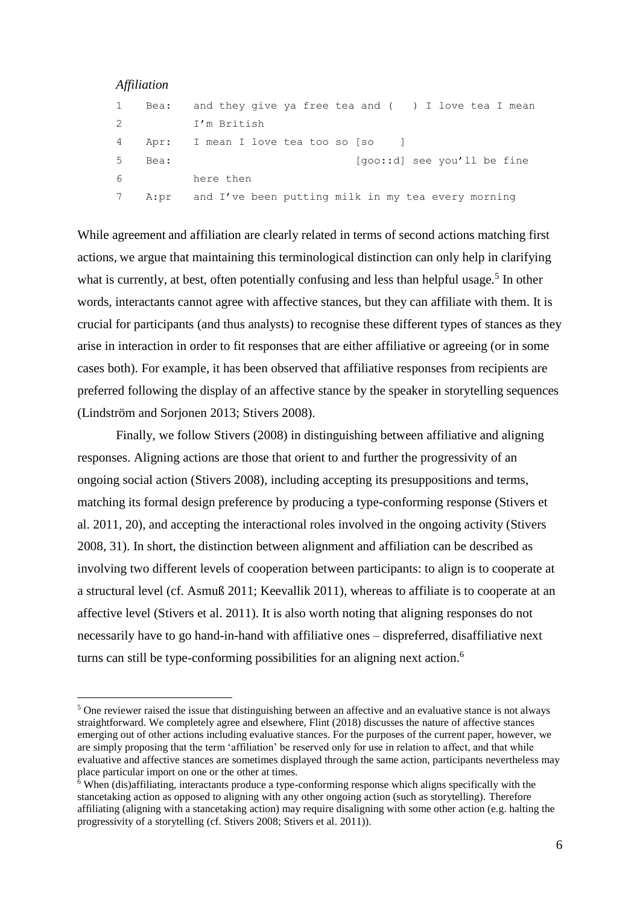*Affiliation*

```
1    Bea:   and they give ya free tea and (    ) I love tea I mean
2           I'm British
4    Apr:   I mean I love tea too so [so     ]
5    Bea:                            [goo::d] see you'll be fine
6           here then
7    A:pr   and I've been putting milk in my tea every morning
```

While agreement and affiliation are clearly related in terms of second actions matching first actions, we argue that maintaining this terminological distinction can only help in clarifying what is currently, at best, often potentially confusing and less than helpful usage.[5] In other words, interactants cannot agree with affective stances, but they can affiliate with them. It is crucial for participants (and thus analysts) to recognise these different types of stances as they arise in interaction in order to fit responses that are either affiliative or agreeing (or in some cases both). For example, it has been observed that affiliative responses from recipients are preferred following the display of an affective stance by the speaker in storytelling sequences (Lindström and Sorjonen 2013; Stivers 2008).

Finally, we follow Stivers (2008) in distinguishing between affiliative and aligning responses. Aligning actions are those that orient to and further the progressivity of an ongoing social action (Stivers 2008), including accepting its presuppositions and terms, matching its formal design preference by producing a type-conforming response (Stivers et al. 2011, 20), and accepting the interactional roles involved in the ongoing activity (Stivers 2008, 31). In short, the distinction between alignment and affiliation can be described as involving two different levels of cooperation between participants: to align is to cooperate at a structural level (cf. Asmuß 2011; Keevallik 2011), whereas to affiliate is to cooperate at an affective level (Stivers et al. 2011). It is also worth noting that aligning responses do not necessarily have to go hand-in-hand with affiliative ones – dispreferred, disaffiliative next turns can still be type-conforming possibilities for an aligning next action.[6]

---

[5] One reviewer raised the issue that distinguishing between an affective and an evaluative stance is not always straightforward. We completely agree and elsewhere, Flint (2018) discusses the nature of affective stances emerging out of other actions including evaluative stances. For the purposes of the current paper, however, we are simply proposing that the term 'affiliation' be reserved only for use in relation to affect, and that while evaluative and affective stances are sometimes displayed through the same action, participants nevertheless may place particular import on one or the other at times.

[6] When (dis)affiliating, interactants produce a type-conforming response which aligns specifically with the stancetaking action as opposed to aligning with any other ongoing action (such as storytelling). Therefore affiliating (aligning with a stancetaking action) may require disaligning with some other action (e.g. halting the progressivity of a storytelling (cf. Stivers 2008; Stivers et al. 2011)).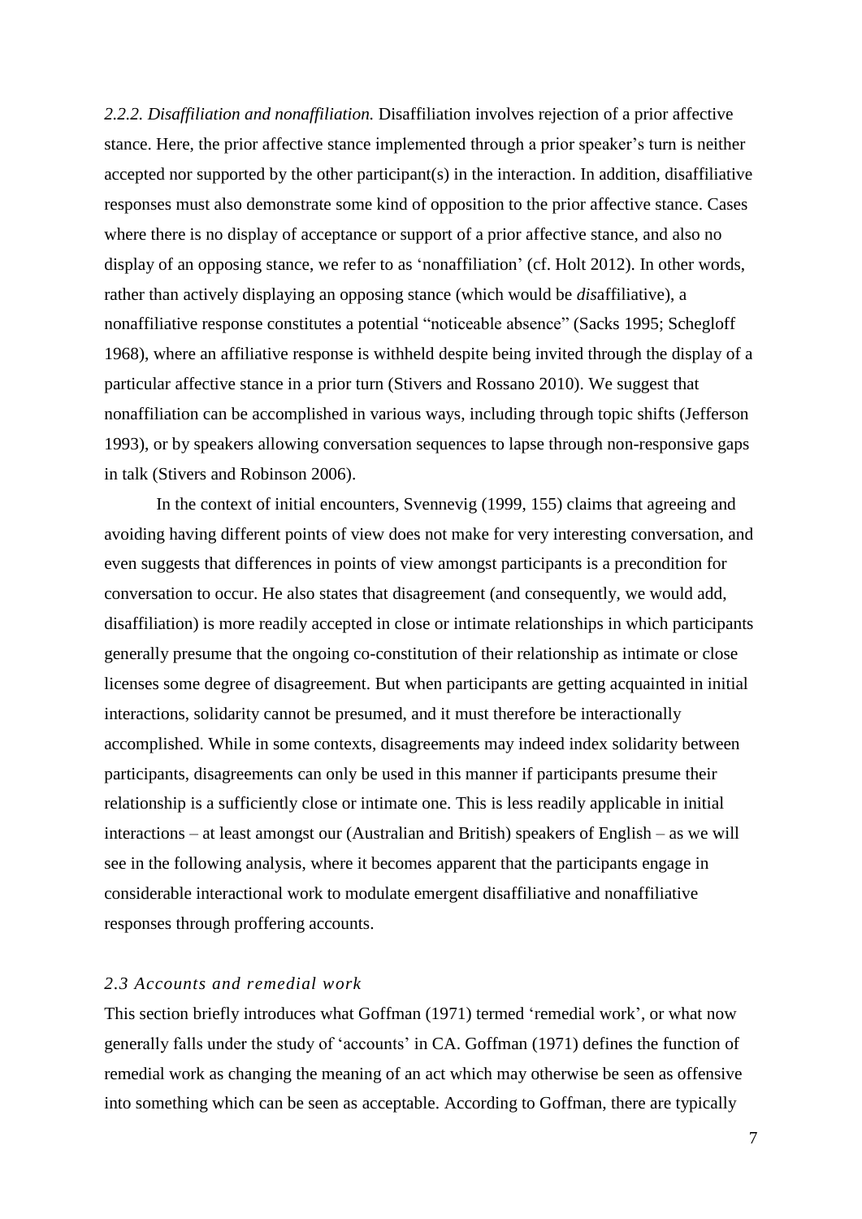*2.2.2. Disaffiliation and nonaffiliation.* Disaffiliation involves rejection of a prior affective stance. Here, the prior affective stance implemented through a prior speaker's turn is neither accepted nor supported by the other participant(s) in the interaction. In addition, disaffiliative responses must also demonstrate some kind of opposition to the prior affective stance. Cases where there is no display of acceptance or support of a prior affective stance, and also no display of an opposing stance, we refer to as 'nonaffiliation' (cf. Holt 2012). In other words, rather than actively displaying an opposing stance (which would be *dis*affiliative), a nonaffiliative response constitutes a potential "noticeable absence" (Sacks 1995; Schegloff 1968), where an affiliative response is withheld despite being invited through the display of a particular affective stance in a prior turn (Stivers and Rossano 2010). We suggest that nonaffiliation can be accomplished in various ways, including through topic shifts (Jefferson 1993), or by speakers allowing conversation sequences to lapse through non-responsive gaps in talk (Stivers and Robinson 2006).

In the context of initial encounters, Svennevig (1999, 155) claims that agreeing and avoiding having different points of view does not make for very interesting conversation, and even suggests that differences in points of view amongst participants is a precondition for conversation to occur. He also states that disagreement (and consequently, we would add, disaffiliation) is more readily accepted in close or intimate relationships in which participants generally presume that the ongoing co-constitution of their relationship as intimate or close licenses some degree of disagreement. But when participants are getting acquainted in initial interactions, solidarity cannot be presumed, and it must therefore be interactionally accomplished. While in some contexts, disagreements may indeed index solidarity between participants, disagreements can only be used in this manner if participants presume their relationship is a sufficiently close or intimate one. This is less readily applicable in initial interactions – at least amongst our (Australian and British) speakers of English – as we will see in the following analysis, where it becomes apparent that the participants engage in considerable interactional work to modulate emergent disaffiliative and nonaffiliative responses through proffering accounts.

### *2.3 Accounts and remedial work*

This section briefly introduces what Goffman (1971) termed 'remedial work', or what now generally falls under the study of 'accounts' in CA. Goffman (1971) defines the function of remedial work as changing the meaning of an act which may otherwise be seen as offensive into something which can be seen as acceptable. According to Goffman, there are typically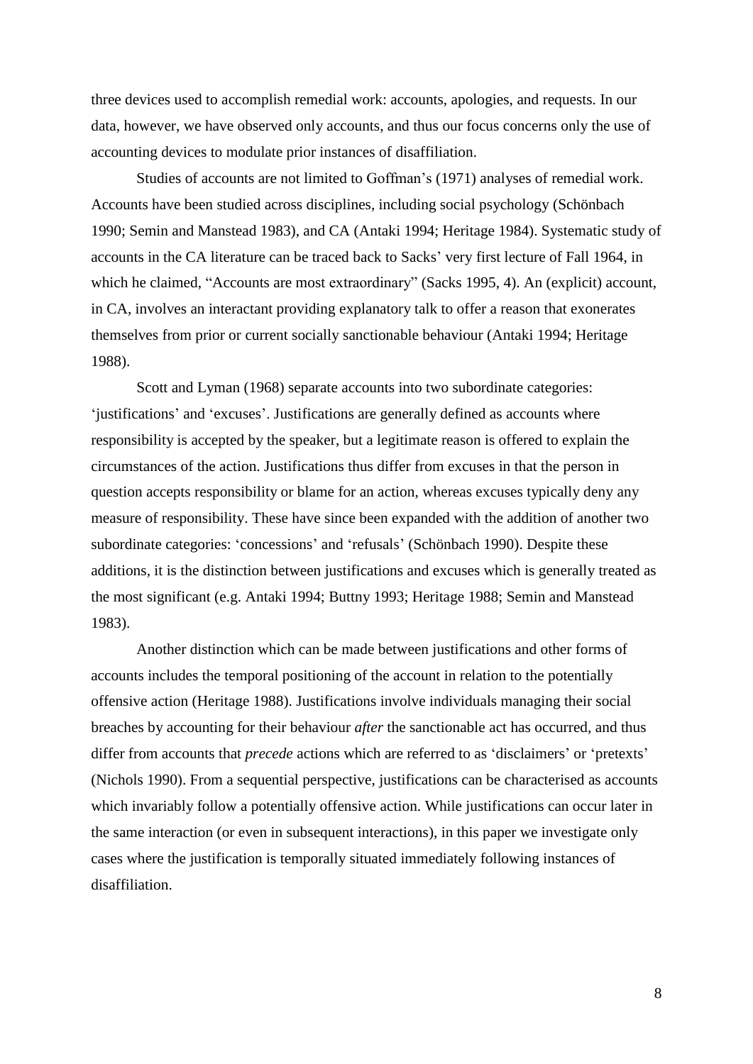three devices used to accomplish remedial work: accounts, apologies, and requests. In our data, however, we have observed only accounts, and thus our focus concerns only the use of accounting devices to modulate prior instances of disaffiliation.

Studies of accounts are not limited to Goffman's (1971) analyses of remedial work. Accounts have been studied across disciplines, including social psychology (Schönbach 1990; Semin and Manstead 1983), and CA (Antaki 1994; Heritage 1984). Systematic study of accounts in the CA literature can be traced back to Sacks' very first lecture of Fall 1964, in which he claimed, "Accounts are most extraordinary" (Sacks 1995, 4). An (explicit) account, in CA, involves an interactant providing explanatory talk to offer a reason that exonerates themselves from prior or current socially sanctionable behaviour (Antaki 1994; Heritage 1988).

Scott and Lyman (1968) separate accounts into two subordinate categories: 'justifications' and 'excuses'. Justifications are generally defined as accounts where responsibility is accepted by the speaker, but a legitimate reason is offered to explain the circumstances of the action. Justifications thus differ from excuses in that the person in question accepts responsibility or blame for an action, whereas excuses typically deny any measure of responsibility. These have since been expanded with the addition of another two subordinate categories: 'concessions' and 'refusals' (Schönbach 1990). Despite these additions, it is the distinction between justifications and excuses which is generally treated as the most significant (e.g. Antaki 1994; Buttny 1993; Heritage 1988; Semin and Manstead 1983).

Another distinction which can be made between justifications and other forms of accounts includes the temporal positioning of the account in relation to the potentially offensive action (Heritage 1988). Justifications involve individuals managing their social breaches by accounting for their behaviour *after* the sanctionable act has occurred, and thus differ from accounts that *precede* actions which are referred to as 'disclaimers' or 'pretexts' (Nichols 1990). From a sequential perspective, justifications can be characterised as accounts which invariably follow a potentially offensive action. While justifications can occur later in the same interaction (or even in subsequent interactions), in this paper we investigate only cases where the justification is temporally situated immediately following instances of disaffiliation.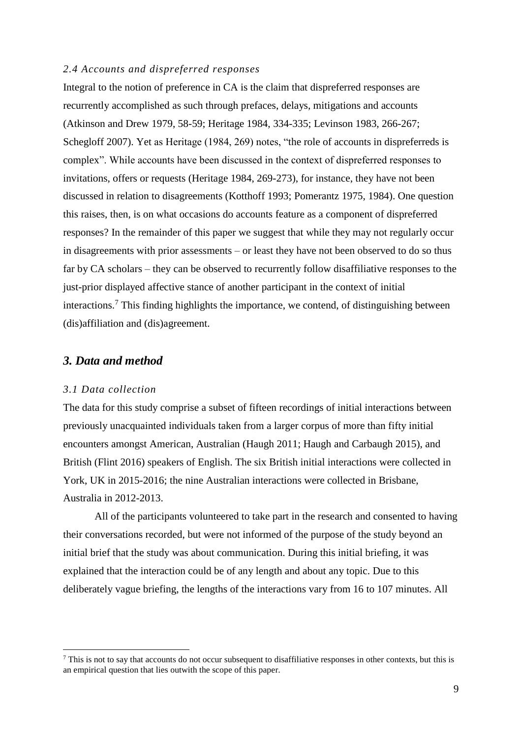### *2.4 Accounts and dispreferred responses*

Integral to the notion of preference in CA is the claim that dispreferred responses are recurrently accomplished as such through prefaces, delays, mitigations and accounts (Atkinson and Drew 1979, 58-59; Heritage 1984, 334-335; Levinson 1983, 266-267; Schegloff 2007). Yet as Heritage (1984, 269) notes, "the role of accounts in dispreferreds is complex". While accounts have been discussed in the context of dispreferred responses to invitations, offers or requests (Heritage 1984, 269-273), for instance, they have not been discussed in relation to disagreements (Kotthoff 1993; Pomerantz 1975, 1984). One question this raises, then, is on what occasions do accounts feature as a component of dispreferred responses? In the remainder of this paper we suggest that while they may not regularly occur in disagreements with prior assessments – or least they have not been observed to do so thus far by CA scholars – they can be observed to recurrently follow disaffiliative responses to the just-prior displayed affective stance of another participant in the context of initial interactions.[7] This finding highlights the importance, we contend, of distinguishing between (dis)affiliation and (dis)agreement.

## *3. Data and method*

### *3.1 Data collection*

The data for this study comprise a subset of fifteen recordings of initial interactions between previously unacquainted individuals taken from a larger corpus of more than fifty initial encounters amongst American, Australian (Haugh 2011; Haugh and Carbaugh 2015), and British (Flint 2016) speakers of English. The six British initial interactions were collected in York, UK in 2015-2016; the nine Australian interactions were collected in Brisbane, Australia in 2012-2013.

All of the participants volunteered to take part in the research and consented to having their conversations recorded, but were not informed of the purpose of the study beyond an initial brief that the study was about communication. During this initial briefing, it was explained that the interaction could be of any length and about any topic. Due to this deliberately vague briefing, the lengths of the interactions vary from 16 to 107 minutes. All

[7] This is not to say that accounts do not occur subsequent to disaffiliative responses in other contexts, but this is an empirical question that lies outwith the scope of this paper.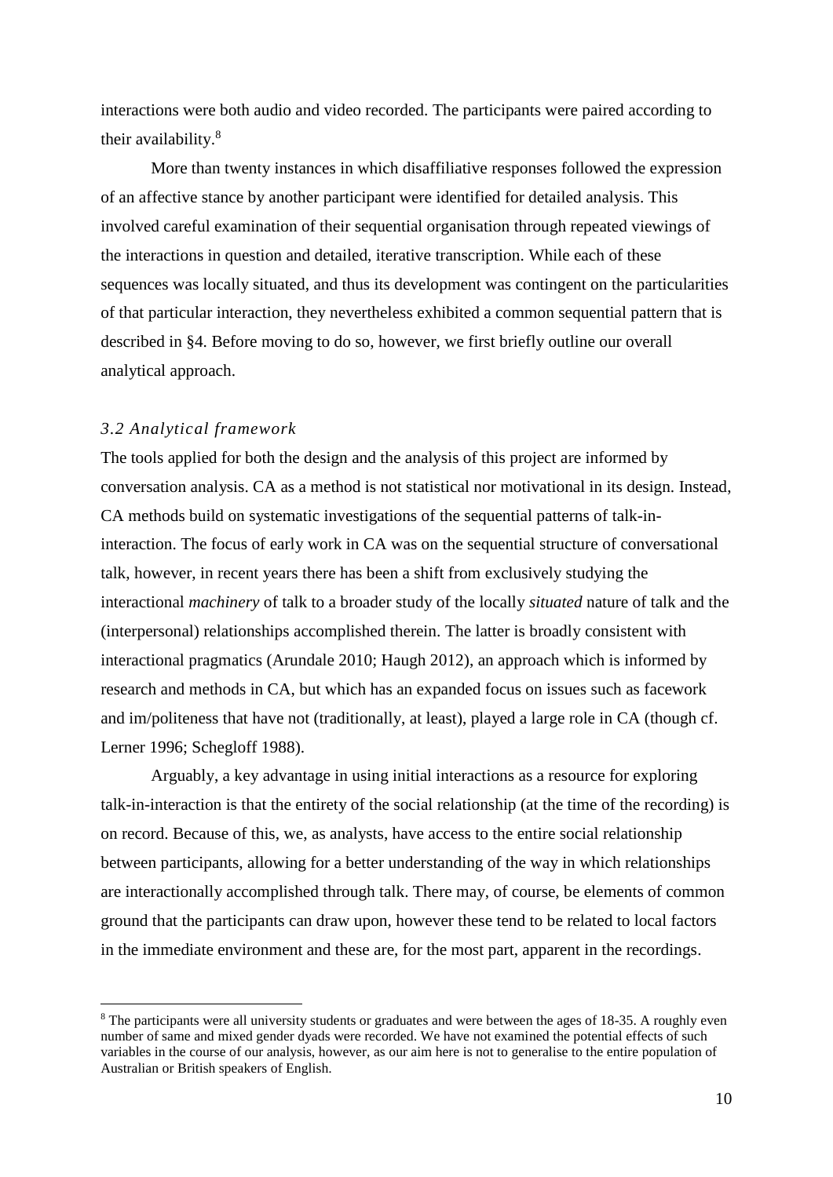interactions were both audio and video recorded. The participants were paired according to their availability.[8]

More than twenty instances in which disaffiliative responses followed the expression of an affective stance by another participant were identified for detailed analysis. This involved careful examination of their sequential organisation through repeated viewings of the interactions in question and detailed, iterative transcription. While each of these sequences was locally situated, and thus its development was contingent on the particularities of that particular interaction, they nevertheless exhibited a common sequential pattern that is described in §4. Before moving to do so, however, we first briefly outline our overall analytical approach.

### *3.2 Analytical framework*

The tools applied for both the design and the analysis of this project are informed by conversation analysis. CA as a method is not statistical nor motivational in its design. Instead, CA methods build on systematic investigations of the sequential patterns of talk-in-interaction. The focus of early work in CA was on the sequential structure of conversational talk, however, in recent years there has been a shift from exclusively studying the interactional *machinery* of talk to a broader study of the locally *situated* nature of talk and the (interpersonal) relationships accomplished therein. The latter is broadly consistent with interactional pragmatics (Arundale 2010; Haugh 2012), an approach which is informed by research and methods in CA, but which has an expanded focus on issues such as facework and im/politeness that have not (traditionally, at least), played a large role in CA (though cf. Lerner 1996; Schegloff 1988).

Arguably, a key advantage in using initial interactions as a resource for exploring talk-in-interaction is that the entirety of the social relationship (at the time of the recording) is on record. Because of this, we, as analysts, have access to the entire social relationship between participants, allowing for a better understanding of the way in which relationships are interactionally accomplished through talk. There may, of course, be elements of common ground that the participants can draw upon, however these tend to be related to local factors in the immediate environment and these are, for the most part, apparent in the recordings.

---

[8] The participants were all university students or graduates and were between the ages of 18-35. A roughly even number of same and mixed gender dyads were recorded. We have not examined the potential effects of such variables in the course of our analysis, however, as our aim here is not to generalise to the entire population of Australian or British speakers of English.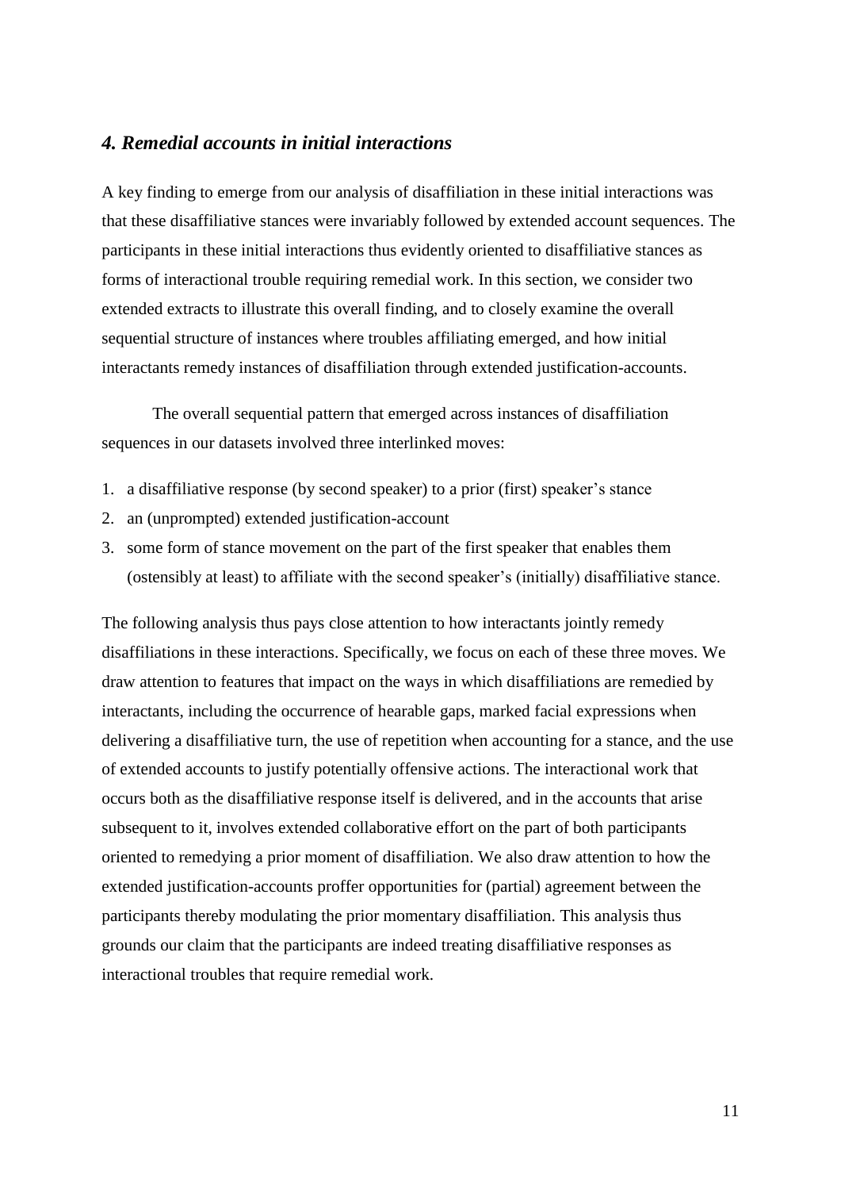## *4. Remedial accounts in initial interactions*

A key finding to emerge from our analysis of disaffiliation in these initial interactions was that these disaffiliative stances were invariably followed by extended account sequences. The participants in these initial interactions thus evidently oriented to disaffiliative stances as forms of interactional trouble requiring remedial work. In this section, we consider two extended extracts to illustrate this overall finding, and to closely examine the overall sequential structure of instances where troubles affiliating emerged, and how initial interactants remedy instances of disaffiliation through extended justification-accounts.

The overall sequential pattern that emerged across instances of disaffiliation sequences in our datasets involved three interlinked moves:

1. a disaffiliative response (by second speaker) to a prior (first) speaker's stance
2. an (unprompted) extended justification-account
3. some form of stance movement on the part of the first speaker that enables them (ostensibly at least) to affiliate with the second speaker's (initially) disaffiliative stance.

The following analysis thus pays close attention to how interactants jointly remedy disaffiliations in these interactions. Specifically, we focus on each of these three moves. We draw attention to features that impact on the ways in which disaffiliations are remedied by interactants, including the occurrence of hearable gaps, marked facial expressions when delivering a disaffiliative turn, the use of repetition when accounting for a stance, and the use of extended accounts to justify potentially offensive actions. The interactional work that occurs both as the disaffiliative response itself is delivered, and in the accounts that arise subsequent to it, involves extended collaborative effort on the part of both participants oriented to remedying a prior moment of disaffiliation. We also draw attention to how the extended justification-accounts proffer opportunities for (partial) agreement between the participants thereby modulating the prior momentary disaffiliation. This analysis thus grounds our claim that the participants are indeed treating disaffiliative responses as interactional troubles that require remedial work.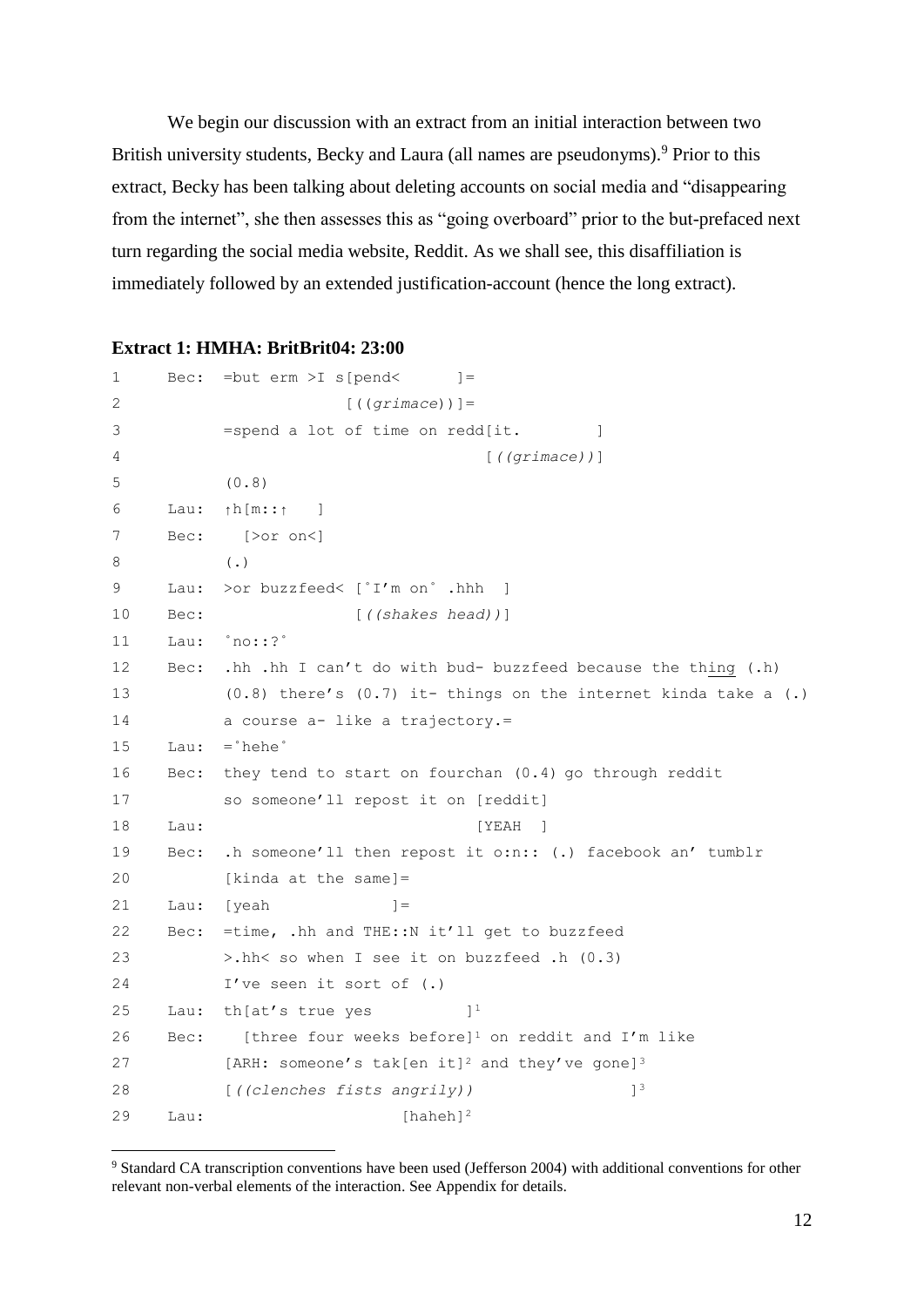We begin our discussion with an extract from an initial interaction between two British university students, Becky and Laura (all names are pseudonyms).[9] Prior to this extract, Becky has been talking about deleting accounts on social media and "disappearing from the internet", she then assesses this as "going overboard" prior to the but-prefaced next turn regarding the social media website, Reddit. As we shall see, this disaffiliation is immediately followed by an extended justification-account (hence the long extract).

**Extract 1: HMHA: BritBrit04: 23:00**

```
1     Bec:  =but erm >I s[pend<      ]=
2                        [((grimace))]=
3           =spend a lot of time on redd[it.        ]
4                                       [((grimace))]
5           (0.8)
6     Lau:  ↑h[m::↑   ]
7     Bec:    [>or on<]
8           (.)
9     Lau:  >or buzzfeed< [˚I'm on˚ .hhh  ]
10    Bec:                [((shakes head))]
11    Lau:  ˚no::?˚
12    Bec:  .hh .hh I can't do with bud- buzzfeed because the thing (.h)
13          (0.8) there's (0.7) it- things on the internet kinda take a (.)
14          a course a- like a trajectory.=
15    Lau:  =˚hehe˚
16    Bec:  they tend to start on fourchan (0.4) go through reddit
17          so someone'll repost it on [reddit]
18    Lau:                             [YEAH  ]
19    Bec:  .h someone'll then repost it o:n:: (.) facebook an' tumblr
20          [kinda at the same]=
21    Lau:  [yeah             ]=
22    Bec:  =time, .hh and THE::N it'll get to buzzfeed
23          >.hh< so when I see it on buzzfeed .h (0.3)
24          I've seen it sort of (.)
25    Lau:  th[at's true yes         ]1
26    Bec:    [three four weeks before]1 on reddit and I'm like
27          [ARH: someone's tak[en it]2 and they've gone]3
28          [((clenches fists angrily))                 ]3
29    Lau:                     [haheh]2
```

[9] Standard CA transcription conventions have been used (Jefferson 2004) with additional conventions for other relevant non-verbal elements of the interaction. See Appendix for details.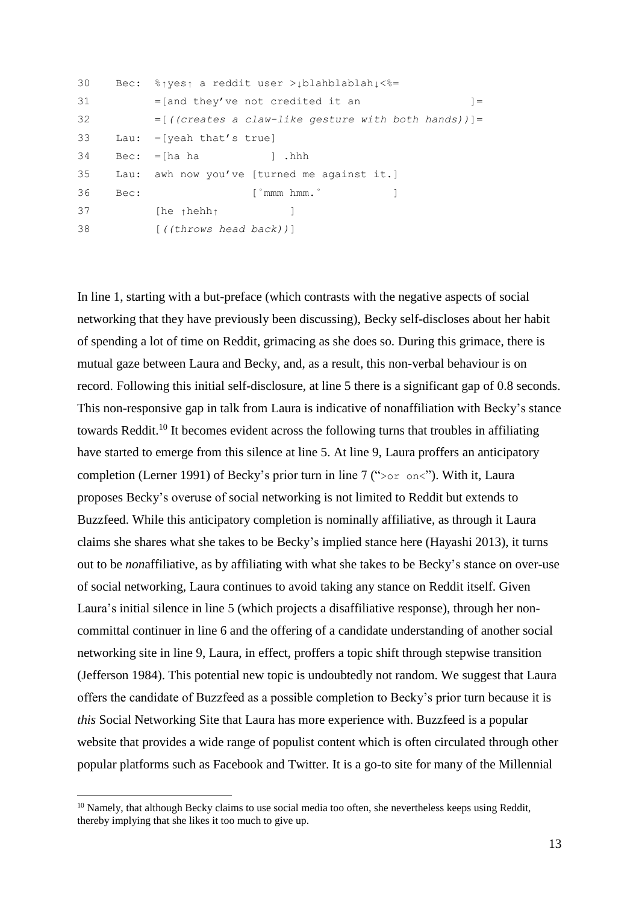```
30    Bec:  %↑yes↑ a reddit user >↓blahblablah↓<%=
31          =[and they've not credited it an                  ]=
32          =[((creates a claw-like gesture with both hands))]=
33    Lau:  =[yeah that's true]
34    Bec:  =[ha ha           ] .hhh
35    Lau:  awh now you've [turned me against it.]
36    Bec:                 [°mmm hmm.°           ]
37          [he ↑hehh↑           ]
38          [((throws head back))]
```

In line 1, starting with a but-preface (which contrasts with the negative aspects of social networking that they have previously been discussing), Becky self-discloses about her habit of spending a lot of time on Reddit, grimacing as she does so. During this grimace, there is mutual gaze between Laura and Becky, and, as a result, this non-verbal behaviour is on record. Following this initial self-disclosure, at line 5 there is a significant gap of 0.8 seconds. This non-responsive gap in talk from Laura is indicative of nonaffiliation with Becky's stance towards Reddit.[10] It becomes evident across the following turns that troubles in affiliating have started to emerge from this silence at line 5. At line 9, Laura proffers an anticipatory completion (Lerner 1991) of Becky's prior turn in line 7 (">or on<"). With it, Laura proposes Becky's overuse of social networking is not limited to Reddit but extends to Buzzfeed. While this anticipatory completion is nominally affiliative, as through it Laura claims she shares what she takes to be Becky's implied stance here (Hayashi 2013), it turns out to be *non*affiliative, as by affiliating with what she takes to be Becky's stance on over-use of social networking, Laura continues to avoid taking any stance on Reddit itself. Given Laura's initial silence in line 5 (which projects a disaffiliative response), through her non-committal continuer in line 6 and the offering of a candidate understanding of another social networking site in line 9, Laura, in effect, proffers a topic shift through stepwise transition (Jefferson 1984). This potential new topic is undoubtedly not random. We suggest that Laura offers the candidate of Buzzfeed as a possible completion to Becky's prior turn because it is *this* Social Networking Site that Laura has more experience with. Buzzfeed is a popular website that provides a wide range of populist content which is often circulated through other popular platforms such as Facebook and Twitter. It is a go-to site for many of the Millennial

[10] Namely, that although Becky claims to use social media too often, she nevertheless keeps using Reddit, thereby implying that she likes it too much to give up.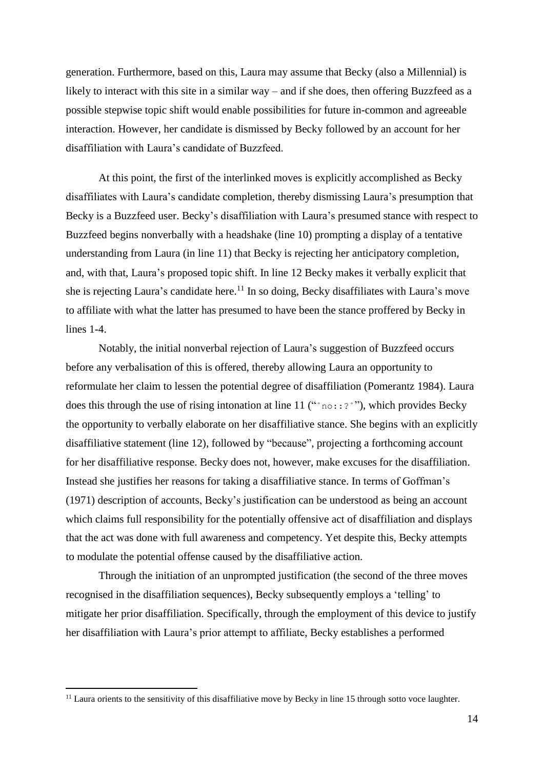generation. Furthermore, based on this, Laura may assume that Becky (also a Millennial) is likely to interact with this site in a similar way – and if she does, then offering Buzzfeed as a possible stepwise topic shift would enable possibilities for future in-common and agreeable interaction. However, her candidate is dismissed by Becky followed by an account for her disaffiliation with Laura's candidate of Buzzfeed.

At this point, the first of the interlinked moves is explicitly accomplished as Becky disaffiliates with Laura's candidate completion, thereby dismissing Laura's presumption that Becky is a Buzzfeed user. Becky's disaffiliation with Laura's presumed stance with respect to Buzzfeed begins nonverbally with a headshake (line 10) prompting a display of a tentative understanding from Laura (in line 11) that Becky is rejecting her anticipatory completion, and, with that, Laura's proposed topic shift. In line 12 Becky makes it verbally explicit that she is rejecting Laura's candidate here.[11] In so doing, Becky disaffiliates with Laura's move to affiliate with what the latter has presumed to have been the stance proffered by Becky in lines 1-4.

Notably, the initial nonverbal rejection of Laura's suggestion of Buzzfeed occurs before any verbalisation of this is offered, thereby allowing Laura an opportunity to reformulate her claim to lessen the potential degree of disaffiliation (Pomerantz 1984). Laura does this through the use of rising intonation at line 11 ("°no::?°"), which provides Becky the opportunity to verbally elaborate on her disaffiliative stance. She begins with an explicitly disaffiliative statement (line 12), followed by "because", projecting a forthcoming account for her disaffiliative response. Becky does not, however, make excuses for the disaffiliation. Instead she justifies her reasons for taking a disaffiliative stance. In terms of Goffman's (1971) description of accounts, Becky's justification can be understood as being an account which claims full responsibility for the potentially offensive act of disaffiliation and displays that the act was done with full awareness and competency. Yet despite this, Becky attempts to modulate the potential offense caused by the disaffiliative action.

Through the initiation of an unprompted justification (the second of the three moves recognised in the disaffiliation sequences), Becky subsequently employs a 'telling' to mitigate her prior disaffiliation. Specifically, through the employment of this device to justify her disaffiliation with Laura's prior attempt to affiliate, Becky establishes a performed

[11] Laura orients to the sensitivity of this disaffiliative move by Becky in line 15 through sotto voce laughter.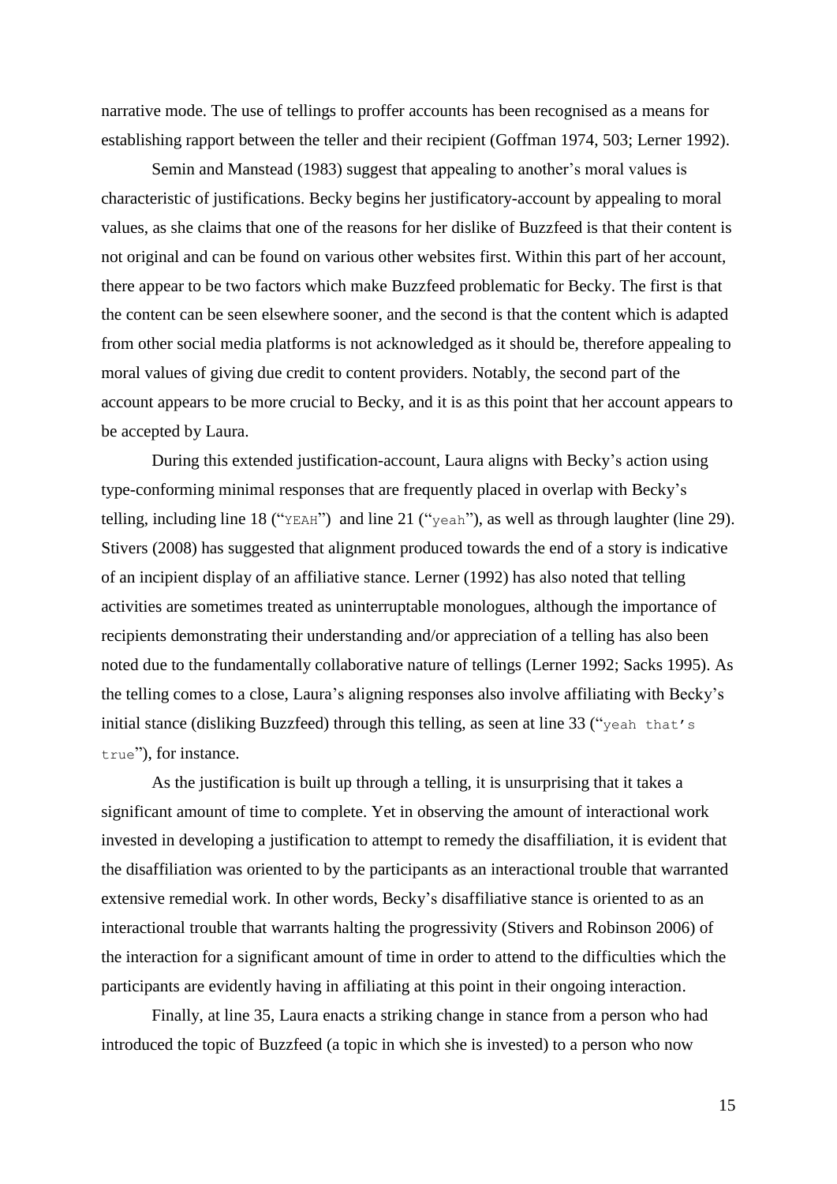narrative mode. The use of tellings to proffer accounts has been recognised as a means for establishing rapport between the teller and their recipient (Goffman 1974, 503; Lerner 1992).

Semin and Manstead (1983) suggest that appealing to another's moral values is characteristic of justifications. Becky begins her justificatory-account by appealing to moral values, as she claims that one of the reasons for her dislike of Buzzfeed is that their content is not original and can be found on various other websites first. Within this part of her account, there appear to be two factors which make Buzzfeed problematic for Becky. The first is that the content can be seen elsewhere sooner, and the second is that the content which is adapted from other social media platforms is not acknowledged as it should be, therefore appealing to moral values of giving due credit to content providers. Notably, the second part of the account appears to be more crucial to Becky, and it is as this point that her account appears to be accepted by Laura.

During this extended justification-account, Laura aligns with Becky's action using type-conforming minimal responses that are frequently placed in overlap with Becky's telling, including line 18 ("`YEAH`") and line 21 ("`yeah`"), as well as through laughter (line 29). Stivers (2008) has suggested that alignment produced towards the end of a story is indicative of an incipient display of an affiliative stance. Lerner (1992) has also noted that telling activities are sometimes treated as uninterruptable monologues, although the importance of recipients demonstrating their understanding and/or appreciation of a telling has also been noted due to the fundamentally collaborative nature of tellings (Lerner 1992; Sacks 1995). As the telling comes to a close, Laura's aligning responses also involve affiliating with Becky's initial stance (disliking Buzzfeed) through this telling, as seen at line 33 ("`yeah that's true`"), for instance.

As the justification is built up through a telling, it is unsurprising that it takes a significant amount of time to complete. Yet in observing the amount of interactional work invested in developing a justification to attempt to remedy the disaffiliation, it is evident that the disaffiliation was oriented to by the participants as an interactional trouble that warranted extensive remedial work. In other words, Becky's disaffiliative stance is oriented to as an interactional trouble that warrants halting the progressivity (Stivers and Robinson 2006) of the interaction for a significant amount of time in order to attend to the difficulties which the participants are evidently having in affiliating at this point in their ongoing interaction.

Finally, at line 35, Laura enacts a striking change in stance from a person who had introduced the topic of Buzzfeed (a topic in which she is invested) to a person who now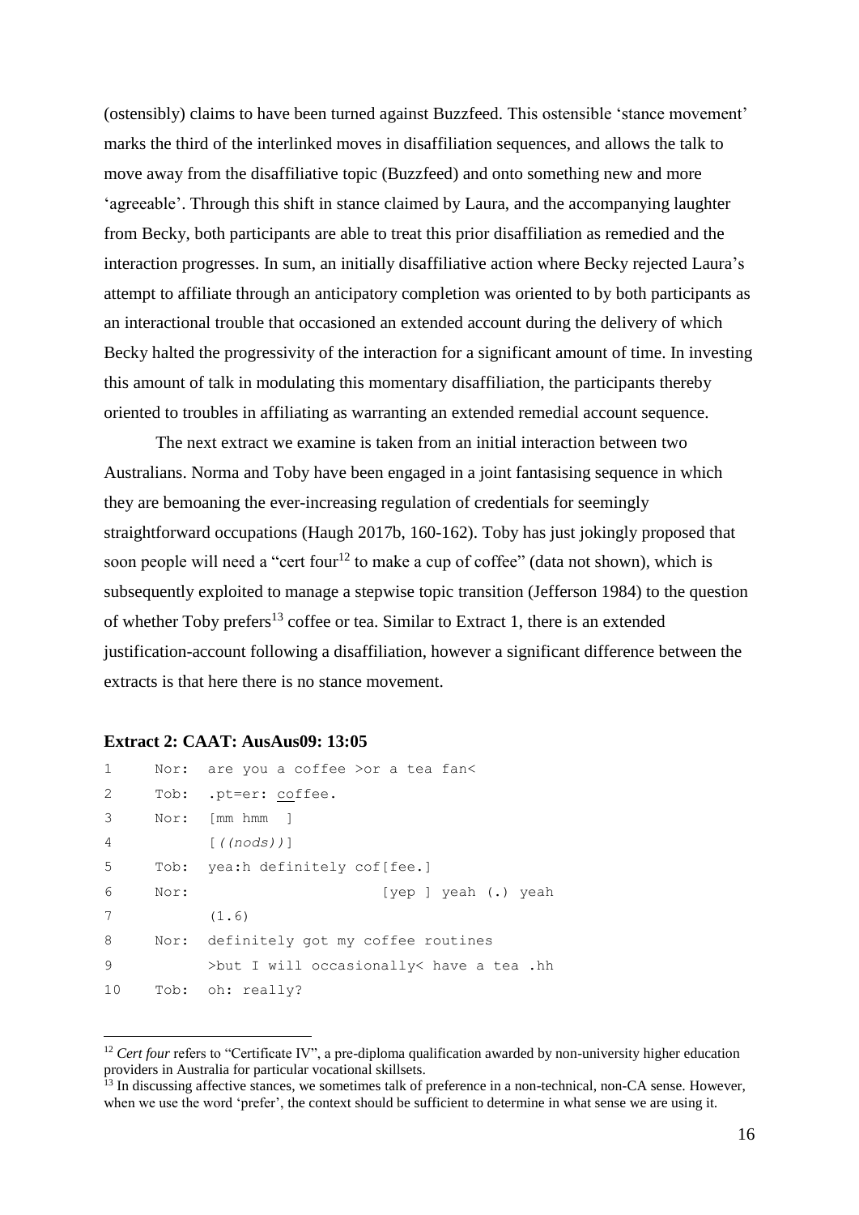(ostensibly) claims to have been turned against Buzzfeed. This ostensible 'stance movement' marks the third of the interlinked moves in disaffiliation sequences, and allows the talk to move away from the disaffiliative topic (Buzzfeed) and onto something new and more 'agreeable'. Through this shift in stance claimed by Laura, and the accompanying laughter from Becky, both participants are able to treat this prior disaffiliation as remedied and the interaction progresses. In sum, an initially disaffiliative action where Becky rejected Laura's attempt to affiliate through an anticipatory completion was oriented to by both participants as an interactional trouble that occasioned an extended account during the delivery of which Becky halted the progressivity of the interaction for a significant amount of time. In investing this amount of talk in modulating this momentary disaffiliation, the participants thereby oriented to troubles in affiliating as warranting an extended remedial account sequence.

The next extract we examine is taken from an initial interaction between two Australians. Norma and Toby have been engaged in a joint fantasising sequence in which they are bemoaning the ever-increasing regulation of credentials for seemingly straightforward occupations (Haugh 2017b, 160-162). Toby has just jokingly proposed that soon people will need a "cert four[12] to make a cup of coffee" (data not shown), which is subsequently exploited to manage a stepwise topic transition (Jefferson 1984) to the question of whether Toby prefers[13] coffee or tea. Similar to Extract 1, there is an extended justification-account following a disaffiliation, however a significant difference between the extracts is that here there is no stance movement.

**Extract 2: CAAT: AusAus09: 13:05**

```
1     Nor:  are you a coffee >or a tea fan<
2     Tob:  .pt=er: coffee.
3     Nor:  [mm hmm  ]
4           [((nods))]
5     Tob:  yea:h definitely cof[fee.]
6     Nor:                      [yep ] yeah (.) yeah
7           (1.6)
8     Nor:  definitely got my coffee routines
9           >but I will occasionally< have a tea .hh
10    Tob:  oh: really?
```

---

[12] *Cert four* refers to "Certificate IV", a pre-diploma qualification awarded by non-university higher education providers in Australia for particular vocational skillsets.

[13] In discussing affective stances, we sometimes talk of preference in a non-technical, non-CA sense. However, when we use the word 'prefer', the context should be sufficient to determine in what sense we are using it.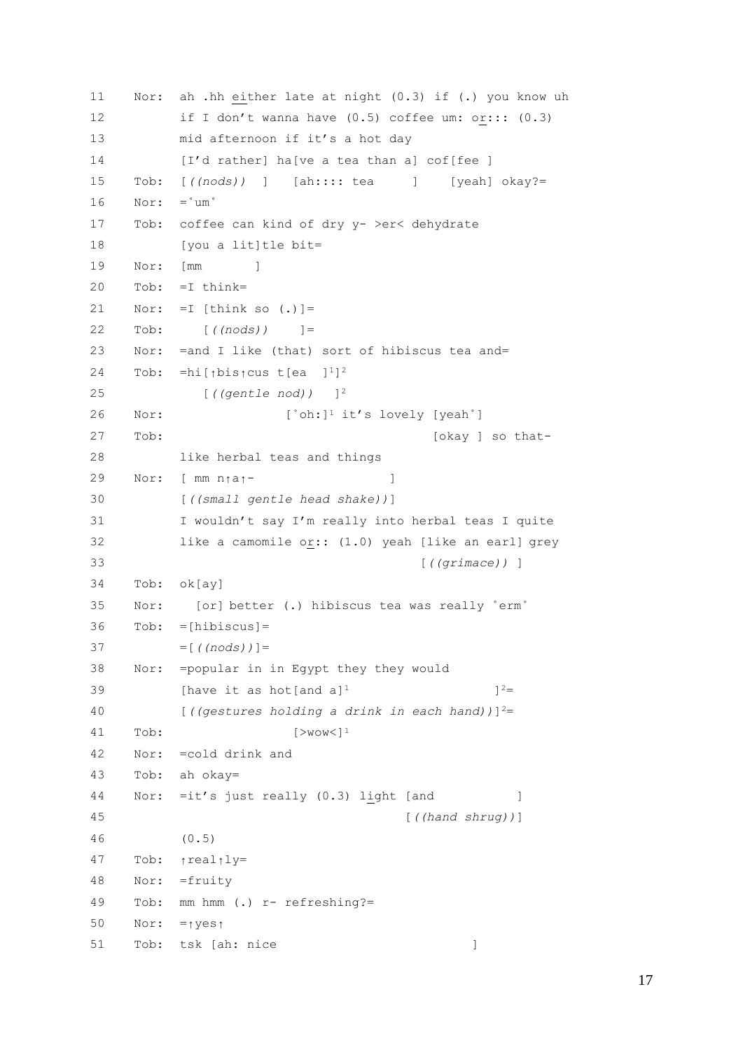```
11    Nor:  ah .hh either late at night (0.3) if (.) you know uh
12          if I don't wanna have (0.5) coffee um: or::: (0.3)
13          mid afternoon if it's a hot day
14          [I'd rather] ha[ve a tea than a] cof[fee ]
15    Tob:  [((nods))  ]   [ah:::: tea     ]    [yeah] okay?=
16    Nor:  =°um°
17    Tob:  coffee can kind of dry y- >er< dehydrate
18          [you a lit]tle bit=
19    Nor:  [mm       ]
20    Tob:  =I think=
21    Nor:  =I [think so (.)]=
22    Tob:     [((nods))    ]=
23    Nor:  =and I like (that) sort of hibiscus tea and=
24    Tob:  =hi[↑bis↑cus t[ea  ]1]2
25             [((gentle nod))  ]2
26    Nor:                [°oh:]1 it's lovely [yeah°]
27    Tob:                                    [okay ] so that-
28          like herbal teas and things
29    Nor:  [ mm n↑a↑-                  ]
30          [((small gentle head shake))]
31          I wouldn't say I'm really into herbal teas I quite
32          like a camomile or:: (1.0) yeah [like an earl] grey
33                                          [((grimace)) ]
34    Tob:  ok[ay]
35    Nor:    [or] better (.) hibiscus tea was really °erm°
36    Tob:  =[hibiscus]=
37          =[((nods))]=
38    Nor:  =popular in in Egypt they they would
39          [have it as hot[and a]1                  ]2=
40          [((gestures holding a drink in each hand))]2=
41    Tob:                 [>wow<]1
42    Nor:  =cold drink and
43    Tob:  ah okay=
44    Nor:  =it's just really (0.3) light [and          ]
45                                        [((hand shrug))]
46          (0.5)
47    Tob:  ↑real↑ly=
48    Nor:  =fruity
49    Tob:  mm hmm (.) r- refreshing?=
50    Nor:  =↑yes↑
51    Tob:  tsk [ah: nice                    ]
```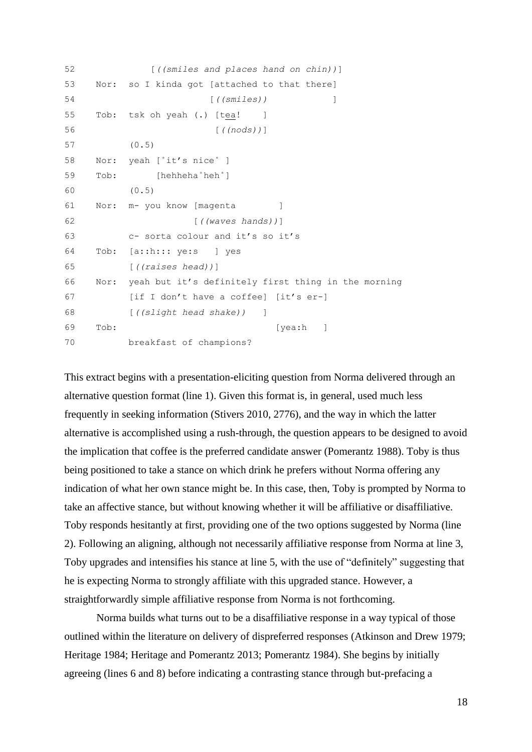```
52              [((smiles and places hand on chin))]
53    Nor:  so I kinda got [attached to that there]
54                         [((smiles))            ]
55    Tob:  tsk oh yeah (.) [tea!    ]
56                          [((nods))]
57          (0.5)
58    Nor:  yeah [˚it's nice˚ ]
59    Tob:       [hehheha˚heh˚]
60          (0.5)
61    Nor:  m- you know [magenta        ]
62                      [((waves hands))]
63          c- sorta colour and it's so it's
64    Tob:  [a::h::: ye:s   ] yes
65          [((raises head))]
66    Nor:  yeah but it's definitely first thing in the morning
67          [if I don't have a coffee] [it's er-]
68          [((slight head shake))   ]
69    Tob:                             [yea:h   ]
70          breakfast of champions?
```

This extract begins with a presentation-eliciting question from Norma delivered through an alternative question format (line 1). Given this format is, in general, used much less frequently in seeking information (Stivers 2010, 2776), and the way in which the latter alternative is accomplished using a rush-through, the question appears to be designed to avoid the implication that coffee is the preferred candidate answer (Pomerantz 1988). Toby is thus being positioned to take a stance on which drink he prefers without Norma offering any indication of what her own stance might be. In this case, then, Toby is prompted by Norma to take an affective stance, but without knowing whether it will be affiliative or disaffiliative. Toby responds hesitantly at first, providing one of the two options suggested by Norma (line 2). Following an aligning, although not necessarily affiliative response from Norma at line 3, Toby upgrades and intensifies his stance at line 5, with the use of "definitely" suggesting that he is expecting Norma to strongly affiliate with this upgraded stance. However, a straightforwardly simple affiliative response from Norma is not forthcoming.

Norma builds what turns out to be a disaffiliative response in a way typical of those outlined within the literature on delivery of dispreferred responses (Atkinson and Drew 1979; Heritage 1984; Heritage and Pomerantz 2013; Pomerantz 1984). She begins by initially agreeing (lines 6 and 8) before indicating a contrasting stance through but-prefacing a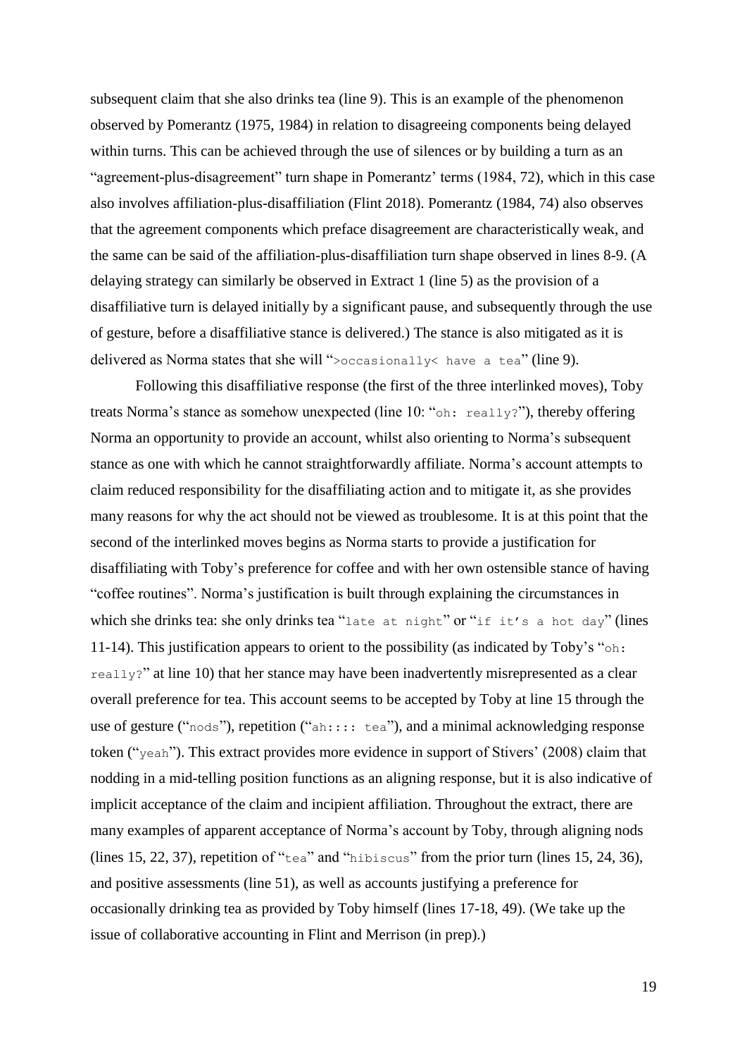subsequent claim that she also drinks tea (line 9). This is an example of the phenomenon observed by Pomerantz (1975, 1984) in relation to disagreeing components being delayed within turns. This can be achieved through the use of silences or by building a turn as an "agreement-plus-disagreement" turn shape in Pomerantz' terms (1984, 72), which in this case also involves affiliation-plus-disaffiliation (Flint 2018). Pomerantz (1984, 74) also observes that the agreement components which preface disagreement are characteristically weak, and the same can be said of the affiliation-plus-disaffiliation turn shape observed in lines 8-9. (A delaying strategy can similarly be observed in Extract 1 (line 5) as the provision of a disaffiliative turn is delayed initially by a significant pause, and subsequently through the use of gesture, before a disaffiliative stance is delivered.) The stance is also mitigated as it is delivered as Norma states that she will "`>occasionally< have a tea`" (line 9).

Following this disaffiliative response (the first of the three interlinked moves), Toby treats Norma's stance as somehow unexpected (line 10: "`oh: really?`"), thereby offering Norma an opportunity to provide an account, whilst also orienting to Norma's subsequent stance as one with which he cannot straightforwardly affiliate. Norma's account attempts to claim reduced responsibility for the disaffiliating action and to mitigate it, as she provides many reasons for why the act should not be viewed as troublesome. It is at this point that the second of the interlinked moves begins as Norma starts to provide a justification for disaffiliating with Toby's preference for coffee and with her own ostensible stance of having "coffee routines". Norma's justification is built through explaining the circumstances in which she drinks tea: she only drinks tea "`late at night`" or "`if it's a hot day`" (lines 11-14). This justification appears to orient to the possibility (as indicated by Toby's "`oh: really?`" at line 10) that her stance may have been inadvertently misrepresented as a clear overall preference for tea. This account seems to be accepted by Toby at line 15 through the use of gesture ("`nods`"), repetition ("`ah:::: tea`"), and a minimal acknowledging response token ("`yeah`"). This extract provides more evidence in support of Stivers' (2008) claim that nodding in a mid-telling position functions as an aligning response, but it is also indicative of implicit acceptance of the claim and incipient affiliation. Throughout the extract, there are many examples of apparent acceptance of Norma's account by Toby, through aligning nods (lines 15, 22, 37), repetition of "`tea`" and "`hibiscus`" from the prior turn (lines 15, 24, 36), and positive assessments (line 51), as well as accounts justifying a preference for occasionally drinking tea as provided by Toby himself (lines 17-18, 49). (We take up the issue of collaborative accounting in Flint and Merrison (in prep).)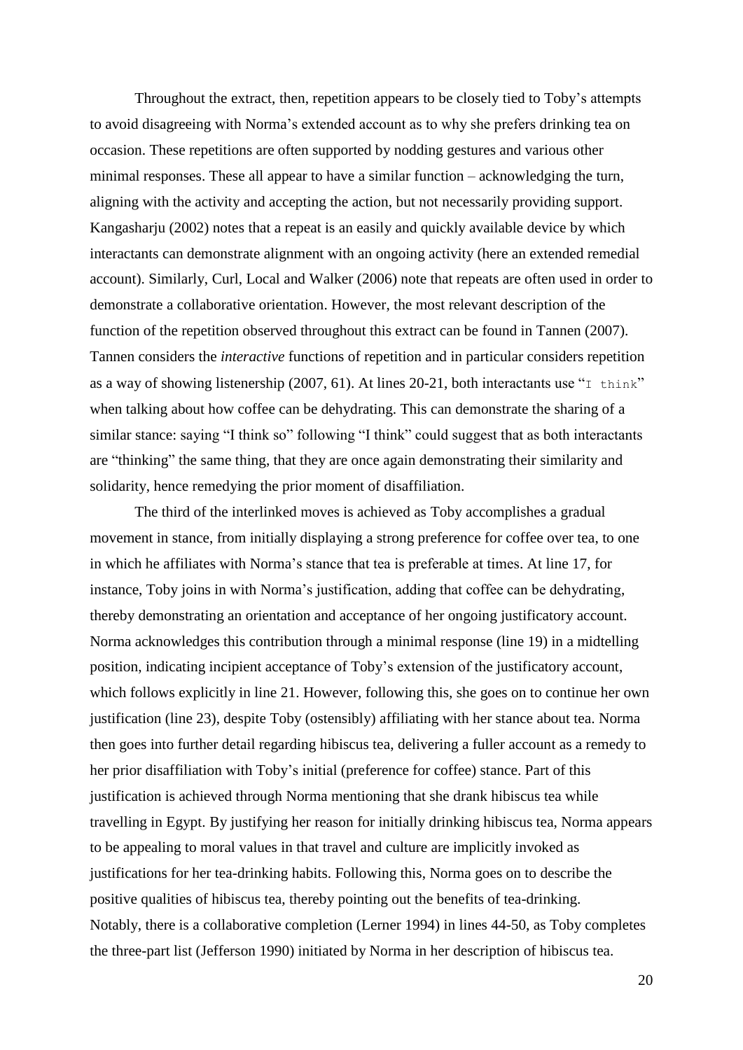Throughout the extract, then, repetition appears to be closely tied to Toby's attempts to avoid disagreeing with Norma's extended account as to why she prefers drinking tea on occasion. These repetitions are often supported by nodding gestures and various other minimal responses. These all appear to have a similar function – acknowledging the turn, aligning with the activity and accepting the action, but not necessarily providing support. Kangasharju (2002) notes that a repeat is an easily and quickly available device by which interactants can demonstrate alignment with an ongoing activity (here an extended remedial account). Similarly, Curl, Local and Walker (2006) note that repeats are often used in order to demonstrate a collaborative orientation. However, the most relevant description of the function of the repetition observed throughout this extract can be found in Tannen (2007). Tannen considers the *interactive* functions of repetition and in particular considers repetition as a way of showing listenership (2007, 61). At lines 20-21, both interactants use "`I think`" when talking about how coffee can be dehydrating. This can demonstrate the sharing of a similar stance: saying "I think so" following "I think" could suggest that as both interactants are "thinking" the same thing, that they are once again demonstrating their similarity and solidarity, hence remedying the prior moment of disaffiliation.

The third of the interlinked moves is achieved as Toby accomplishes a gradual movement in stance, from initially displaying a strong preference for coffee over tea, to one in which he affiliates with Norma's stance that tea is preferable at times. At line 17, for instance, Toby joins in with Norma's justification, adding that coffee can be dehydrating, thereby demonstrating an orientation and acceptance of her ongoing justificatory account. Norma acknowledges this contribution through a minimal response (line 19) in a midtelling position, indicating incipient acceptance of Toby's extension of the justificatory account, which follows explicitly in line 21. However, following this, she goes on to continue her own justification (line 23), despite Toby (ostensibly) affiliating with her stance about tea. Norma then goes into further detail regarding hibiscus tea, delivering a fuller account as a remedy to her prior disaffiliation with Toby's initial (preference for coffee) stance. Part of this justification is achieved through Norma mentioning that she drank hibiscus tea while travelling in Egypt. By justifying her reason for initially drinking hibiscus tea, Norma appears to be appealing to moral values in that travel and culture are implicitly invoked as justifications for her tea-drinking habits. Following this, Norma goes on to describe the positive qualities of hibiscus tea, thereby pointing out the benefits of tea-drinking. Notably, there is a collaborative completion (Lerner 1994) in lines 44-50, as Toby completes the three-part list (Jefferson 1990) initiated by Norma in her description of hibiscus tea.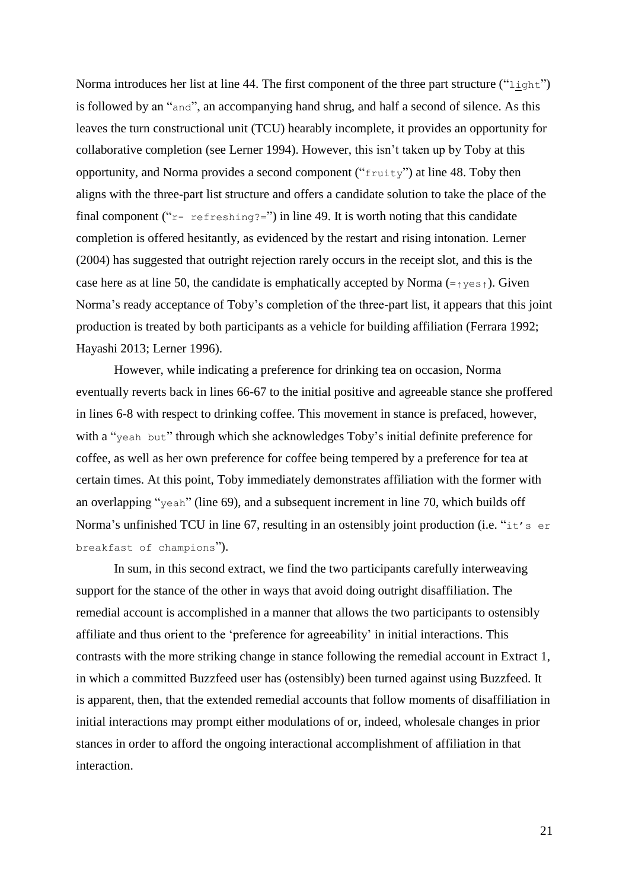Norma introduces her list at line 44. The first component of the three part structure ("light") is followed by an "and", an accompanying hand shrug, and half a second of silence. As this leaves the turn constructional unit (TCU) hearably incomplete, it provides an opportunity for collaborative completion (see Lerner 1994). However, this isn't taken up by Toby at this opportunity, and Norma provides a second component ("fruity") at line 48. Toby then aligns with the three-part list structure and offers a candidate solution to take the place of the final component ("r- refreshing?=") in line 49. It is worth noting that this candidate completion is offered hesitantly, as evidenced by the restart and rising intonation. Lerner (2004) has suggested that outright rejection rarely occurs in the receipt slot, and this is the case here as at line 50, the candidate is emphatically accepted by Norma (=↑yes↑). Given Norma's ready acceptance of Toby's completion of the three-part list, it appears that this joint production is treated by both participants as a vehicle for building affiliation (Ferrara 1992; Hayashi 2013; Lerner 1996).

However, while indicating a preference for drinking tea on occasion, Norma eventually reverts back in lines 66-67 to the initial positive and agreeable stance she proffered in lines 6-8 with respect to drinking coffee. This movement in stance is prefaced, however, with a "yeah but" through which she acknowledges Toby's initial definite preference for coffee, as well as her own preference for coffee being tempered by a preference for tea at certain times. At this point, Toby immediately demonstrates affiliation with the former with an overlapping "yeah" (line 69), and a subsequent increment in line 70, which builds off Norma's unfinished TCU in line 67, resulting in an ostensibly joint production (i.e. "it's er breakfast of champions").

In sum, in this second extract, we find the two participants carefully interweaving support for the stance of the other in ways that avoid doing outright disaffiliation. The remedial account is accomplished in a manner that allows the two participants to ostensibly affiliate and thus orient to the 'preference for agreeability' in initial interactions. This contrasts with the more striking change in stance following the remedial account in Extract 1, in which a committed Buzzfeed user has (ostensibly) been turned against using Buzzfeed. It is apparent, then, that the extended remedial accounts that follow moments of disaffiliation in initial interactions may prompt either modulations of or, indeed, wholesale changes in prior stances in order to afford the ongoing interactional accomplishment of affiliation in that interaction.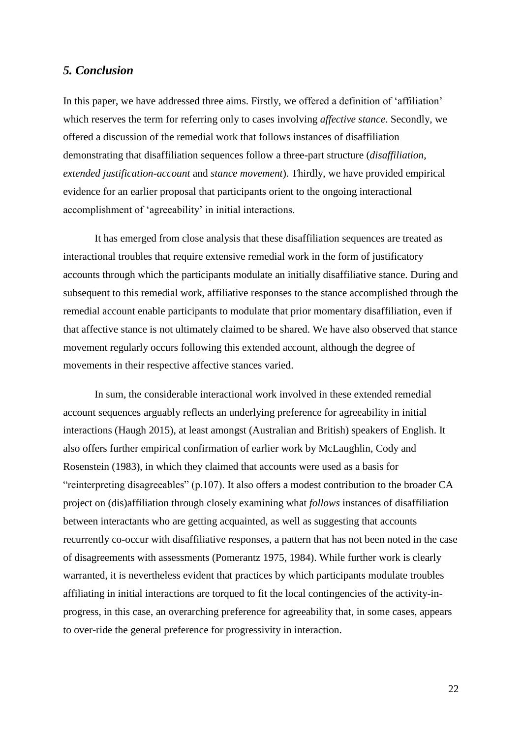## *5. Conclusion*

In this paper, we have addressed three aims. Firstly, we offered a definition of 'affiliation' which reserves the term for referring only to cases involving *affective stance*. Secondly, we offered a discussion of the remedial work that follows instances of disaffiliation demonstrating that disaffiliation sequences follow a three-part structure (*disaffiliation*, *extended justification-account* and *stance movement*). Thirdly, we have provided empirical evidence for an earlier proposal that participants orient to the ongoing interactional accomplishment of 'agreeability' in initial interactions.

It has emerged from close analysis that these disaffiliation sequences are treated as interactional troubles that require extensive remedial work in the form of justificatory accounts through which the participants modulate an initially disaffiliative stance. During and subsequent to this remedial work, affiliative responses to the stance accomplished through the remedial account enable participants to modulate that prior momentary disaffiliation, even if that affective stance is not ultimately claimed to be shared. We have also observed that stance movement regularly occurs following this extended account, although the degree of movements in their respective affective stances varied.

In sum, the considerable interactional work involved in these extended remedial account sequences arguably reflects an underlying preference for agreeability in initial interactions (Haugh 2015), at least amongst (Australian and British) speakers of English. It also offers further empirical confirmation of earlier work by McLaughlin, Cody and Rosenstein (1983), in which they claimed that accounts were used as a basis for "reinterpreting disagreeables" (p.107). It also offers a modest contribution to the broader CA project on (dis)affiliation through closely examining what *follows* instances of disaffiliation between interactants who are getting acquainted, as well as suggesting that accounts recurrently co-occur with disaffiliative responses, a pattern that has not been noted in the case of disagreements with assessments (Pomerantz 1975, 1984). While further work is clearly warranted, it is nevertheless evident that practices by which participants modulate troubles affiliating in initial interactions are torqued to fit the local contingencies of the activity-in-progress, in this case, an overarching preference for agreeability that, in some cases, appears to over-ride the general preference for progressivity in interaction.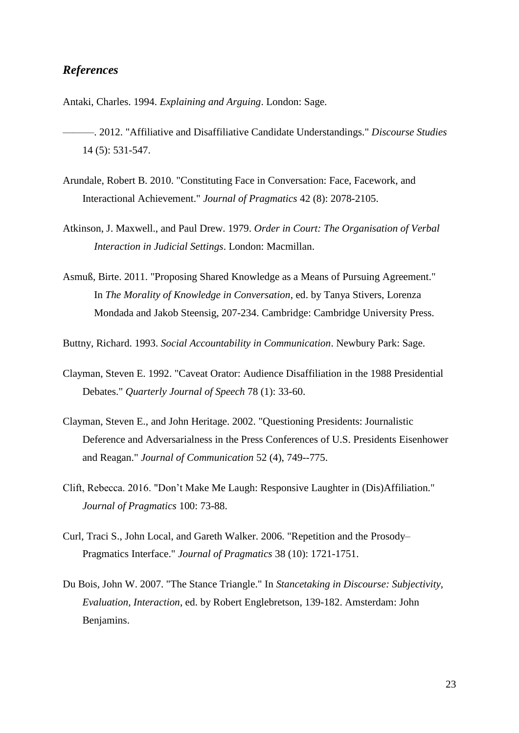## *References*

Antaki, Charles. 1994. *Explaining and Arguing*. London: Sage.

———. 2012. "Affiliative and Disaffiliative Candidate Understandings." *Discourse Studies* 14 (5): 531-547.

Arundale, Robert B. 2010. "Constituting Face in Conversation: Face, Facework, and Interactional Achievement." *Journal of Pragmatics* 42 (8): 2078-2105.

Atkinson, J. Maxwell., and Paul Drew. 1979. *Order in Court: The Organisation of Verbal Interaction in Judicial Settings*. London: Macmillan.

Asmuß, Birte. 2011. "Proposing Shared Knowledge as a Means of Pursuing Agreement." In *The Morality of Knowledge in Conversation*, ed. by Tanya Stivers, Lorenza Mondada and Jakob Steensig, 207-234. Cambridge: Cambridge University Press.

Buttny, Richard. 1993. *Social Accountability in Communication*. Newbury Park: Sage.

Clayman, Steven E. 1992. "Caveat Orator: Audience Disaffiliation in the 1988 Presidential Debates." *Quarterly Journal of Speech* 78 (1): 33-60.

Clayman, Steven E., and John Heritage. 2002. "Questioning Presidents: Journalistic Deference and Adversarialness in the Press Conferences of U.S. Presidents Eisenhower and Reagan." *Journal of Communication* 52 (4), 749--775.

Clift, Rebecca. 2016. "Don't Make Me Laugh: Responsive Laughter in (Dis)Affiliation." *Journal of Pragmatics* 100: 73-88.

Curl, Traci S., John Local, and Gareth Walker. 2006. "Repetition and the Prosody–Pragmatics Interface." *Journal of Pragmatics* 38 (10): 1721-1751.

Du Bois, John W. 2007. "The Stance Triangle." In *Stancetaking in Discourse: Subjectivity, Evaluation, Interaction*, ed. by Robert Englebretson, 139-182. Amsterdam: John Benjamins.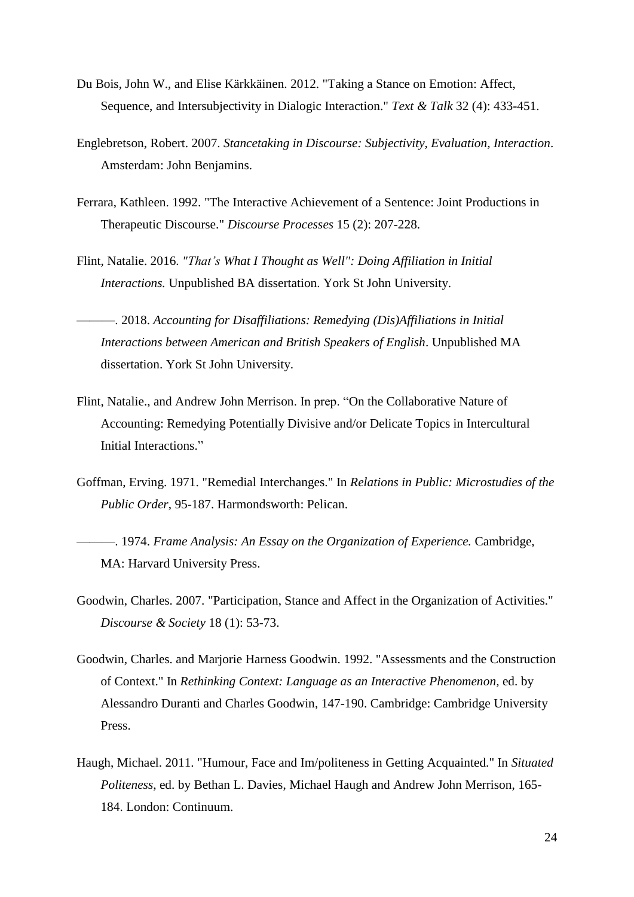Du Bois, John W., and Elise Kärkkäinen. 2012. "Taking a Stance on Emotion: Affect, Sequence, and Intersubjectivity in Dialogic Interaction." *Text & Talk* 32 (4): 433-451.

Englebretson, Robert. 2007. *Stancetaking in Discourse: Subjectivity, Evaluation, Interaction*. Amsterdam: John Benjamins.

Ferrara, Kathleen. 1992. "The Interactive Achievement of a Sentence: Joint Productions in Therapeutic Discourse." *Discourse Processes* 15 (2): 207-228.

Flint, Natalie. 2016. *"That's What I Thought as Well": Doing Affiliation in Initial Interactions.* Unpublished BA dissertation. York St John University.

———. 2018. *Accounting for Disaffiliations: Remedying (Dis)Affiliations in Initial Interactions between American and British Speakers of English*. Unpublished MA dissertation. York St John University.

Flint, Natalie., and Andrew John Merrison. In prep. "On the Collaborative Nature of Accounting: Remedying Potentially Divisive and/or Delicate Topics in Intercultural Initial Interactions."

Goffman, Erving. 1971. "Remedial Interchanges." In *Relations in Public: Microstudies of the Public Order*, 95-187. Harmondsworth: Pelican.

———. 1974. *Frame Analysis: An Essay on the Organization of Experience.* Cambridge, MA: Harvard University Press.

Goodwin, Charles. 2007. "Participation, Stance and Affect in the Organization of Activities." *Discourse & Society* 18 (1): 53-73.

Goodwin, Charles. and Marjorie Harness Goodwin. 1992. "Assessments and the Construction of Context." In *Rethinking Context: Language as an Interactive Phenomenon,* ed. by Alessandro Duranti and Charles Goodwin, 147-190. Cambridge: Cambridge University Press.

Haugh, Michael. 2011. "Humour, Face and Im/politeness in Getting Acquainted." In *Situated Politeness*, ed. by Bethan L. Davies, Michael Haugh and Andrew John Merrison, 165-184. London: Continuum.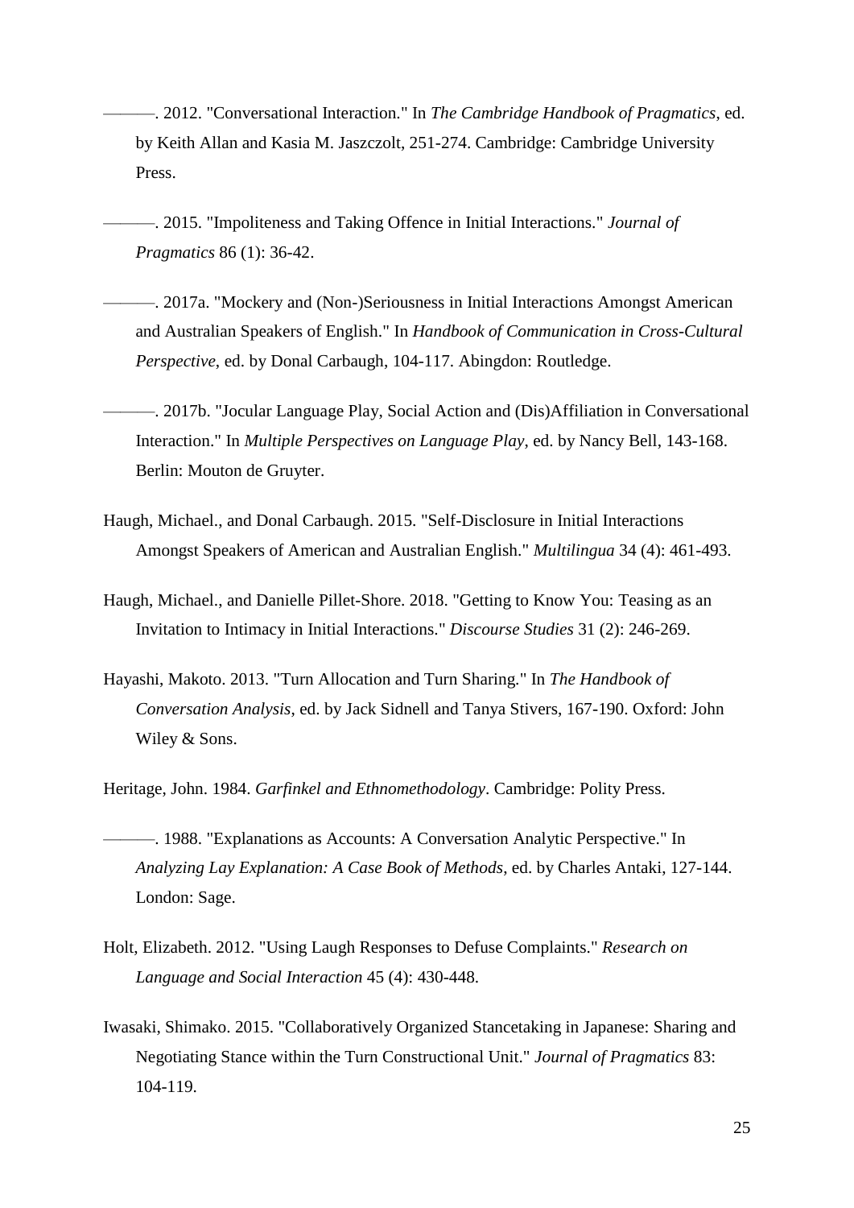———. 2012. "Conversational Interaction." In *The Cambridge Handbook of Pragmatics*, ed. by Keith Allan and Kasia M. Jaszczolt, 251-274. Cambridge: Cambridge University Press.

———. 2015. "Impoliteness and Taking Offence in Initial Interactions." *Journal of Pragmatics* 86 (1): 36-42.

———. 2017a. "Mockery and (Non-)Seriousness in Initial Interactions Amongst American and Australian Speakers of English." In *Handbook of Communication in Cross-Cultural Perspective*, ed. by Donal Carbaugh, 104-117. Abingdon: Routledge.

———. 2017b. "Jocular Language Play, Social Action and (Dis)Affiliation in Conversational Interaction." In *Multiple Perspectives on Language Play*, ed. by Nancy Bell, 143-168. Berlin: Mouton de Gruyter.

Haugh, Michael., and Donal Carbaugh. 2015. "Self-Disclosure in Initial Interactions Amongst Speakers of American and Australian English." *Multilingua* 34 (4): 461-493.

Haugh, Michael., and Danielle Pillet-Shore. 2018. "Getting to Know You: Teasing as an Invitation to Intimacy in Initial Interactions." *Discourse Studies* 31 (2): 246-269.

Hayashi, Makoto. 2013. "Turn Allocation and Turn Sharing." In *The Handbook of Conversation Analysis*, ed. by Jack Sidnell and Tanya Stivers, 167-190. Oxford: John Wiley & Sons.

Heritage, John. 1984. *Garfinkel and Ethnomethodology*. Cambridge: Polity Press.

———. 1988. "Explanations as Accounts: A Conversation Analytic Perspective." In *Analyzing Lay Explanation: A Case Book of Methods*, ed. by Charles Antaki, 127-144. London: Sage.

Holt, Elizabeth. 2012. "Using Laugh Responses to Defuse Complaints." *Research on Language and Social Interaction* 45 (4): 430-448.

Iwasaki, Shimako. 2015. "Collaboratively Organized Stancetaking in Japanese: Sharing and Negotiating Stance within the Turn Constructional Unit." *Journal of Pragmatics* 83: 104-119.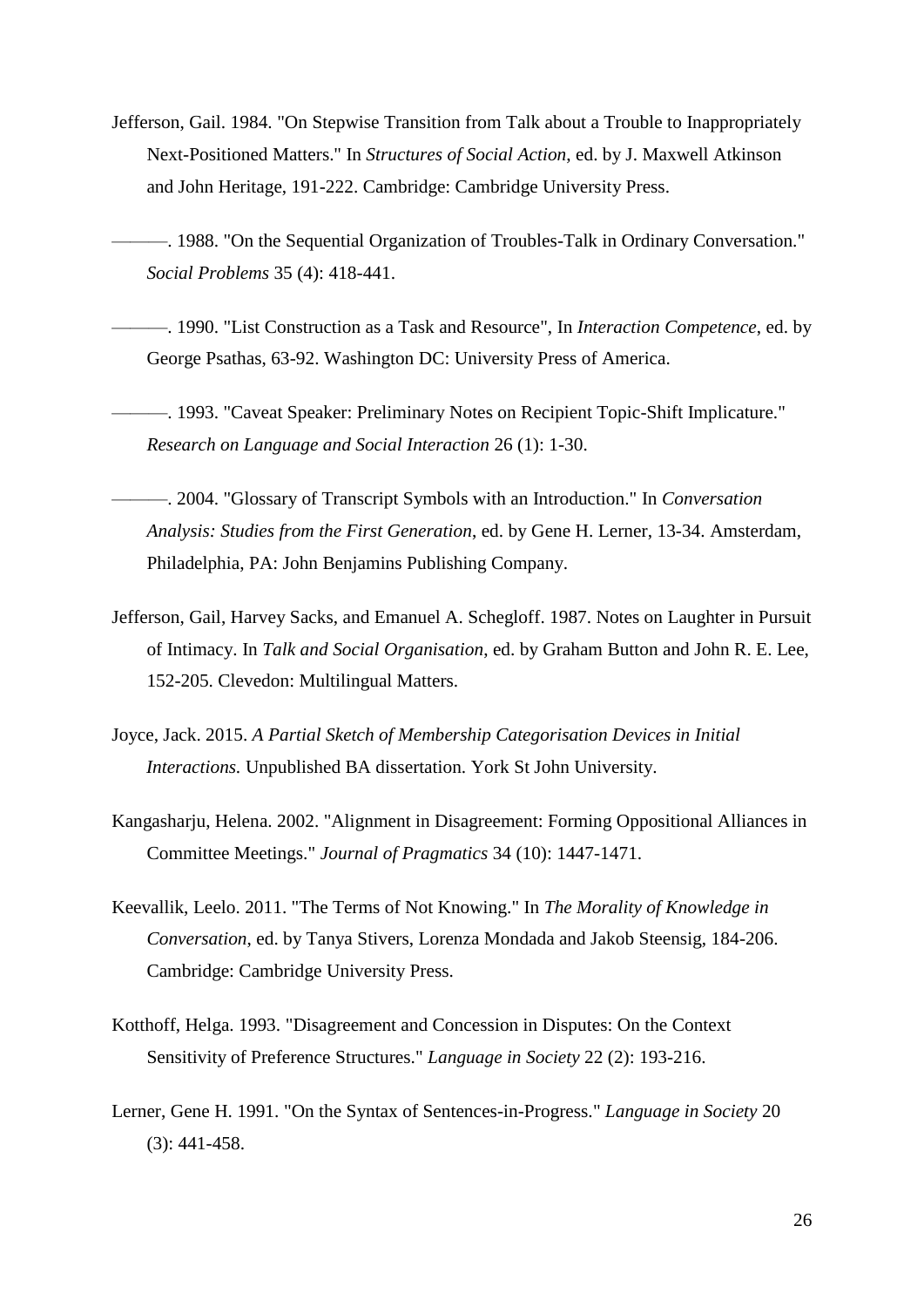Jefferson, Gail. 1984. "On Stepwise Transition from Talk about a Trouble to Inappropriately Next-Positioned Matters." In *Structures of Social Action*, ed. by J. Maxwell Atkinson and John Heritage, 191-222. Cambridge: Cambridge University Press.

———. 1988. "On the Sequential Organization of Troubles-Talk in Ordinary Conversation." *Social Problems* 35 (4): 418-441.

———. 1990. "List Construction as a Task and Resource", In *Interaction Competence*, ed. by George Psathas, 63-92. Washington DC: University Press of America.

———. 1993. "Caveat Speaker: Preliminary Notes on Recipient Topic-Shift Implicature." *Research on Language and Social Interaction* 26 (1): 1-30.

———. 2004. "Glossary of Transcript Symbols with an Introduction." In *Conversation Analysis: Studies from the First Generation*, ed. by Gene H. Lerner, 13-34. Amsterdam, Philadelphia, PA: John Benjamins Publishing Company.

Jefferson, Gail, Harvey Sacks, and Emanuel A. Schegloff. 1987. Notes on Laughter in Pursuit of Intimacy. In *Talk and Social Organisation*, ed. by Graham Button and John R. E. Lee, 152-205. Clevedon: Multilingual Matters.

Joyce, Jack. 2015. *A Partial Sketch of Membership Categorisation Devices in Initial Interactions.* Unpublished BA dissertation. York St John University.

Kangasharju, Helena. 2002. "Alignment in Disagreement: Forming Oppositional Alliances in Committee Meetings." *Journal of Pragmatics* 34 (10): 1447-1471.

Keevallik, Leelo. 2011. "The Terms of Not Knowing." In *The Morality of Knowledge in Conversation*, ed. by Tanya Stivers, Lorenza Mondada and Jakob Steensig, 184-206. Cambridge: Cambridge University Press.

Kotthoff, Helga. 1993. "Disagreement and Concession in Disputes: On the Context Sensitivity of Preference Structures." *Language in Society* 22 (2): 193-216.

Lerner, Gene H. 1991. "On the Syntax of Sentences-in-Progress." *Language in Society* 20 (3): 441-458.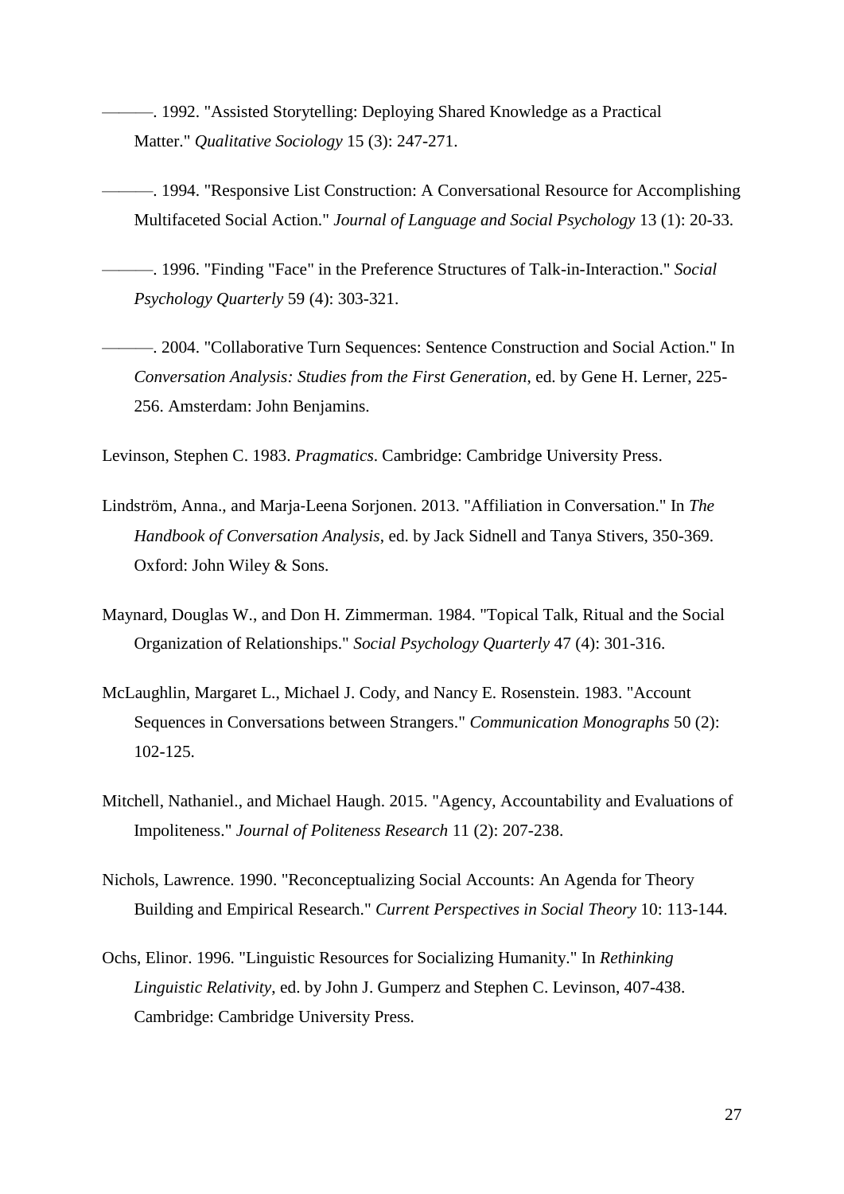———. 1992. "Assisted Storytelling: Deploying Shared Knowledge as a Practical Matter." *Qualitative Sociology* 15 (3): 247-271.

———. 1994. "Responsive List Construction: A Conversational Resource for Accomplishing Multifaceted Social Action." *Journal of Language and Social Psychology* 13 (1): 20-33.

———. 1996. "Finding "Face" in the Preference Structures of Talk-in-Interaction." *Social Psychology Quarterly* 59 (4): 303-321.

———. 2004. "Collaborative Turn Sequences: Sentence Construction and Social Action." In *Conversation Analysis: Studies from the First Generation*, ed. by Gene H. Lerner, 225-256. Amsterdam: John Benjamins.

Levinson, Stephen C. 1983. *Pragmatics*. Cambridge: Cambridge University Press.

Lindström, Anna., and Marja-Leena Sorjonen. 2013. "Affiliation in Conversation." In *The Handbook of Conversation Analysis*, ed. by Jack Sidnell and Tanya Stivers, 350-369. Oxford: John Wiley & Sons.

Maynard, Douglas W., and Don H. Zimmerman. 1984. "Topical Talk, Ritual and the Social Organization of Relationships." *Social Psychology Quarterly* 47 (4): 301-316.

McLaughlin, Margaret L., Michael J. Cody, and Nancy E. Rosenstein. 1983. "Account Sequences in Conversations between Strangers." *Communication Monographs* 50 (2): 102-125.

Mitchell, Nathaniel., and Michael Haugh. 2015. "Agency, Accountability and Evaluations of Impoliteness." *Journal of Politeness Research* 11 (2): 207-238.

Nichols, Lawrence. 1990. "Reconceptualizing Social Accounts: An Agenda for Theory Building and Empirical Research." *Current Perspectives in Social Theory* 10: 113-144.

Ochs, Elinor. 1996. "Linguistic Resources for Socializing Humanity." In *Rethinking Linguistic Relativity*, ed. by John J. Gumperz and Stephen C. Levinson, 407-438. Cambridge: Cambridge University Press.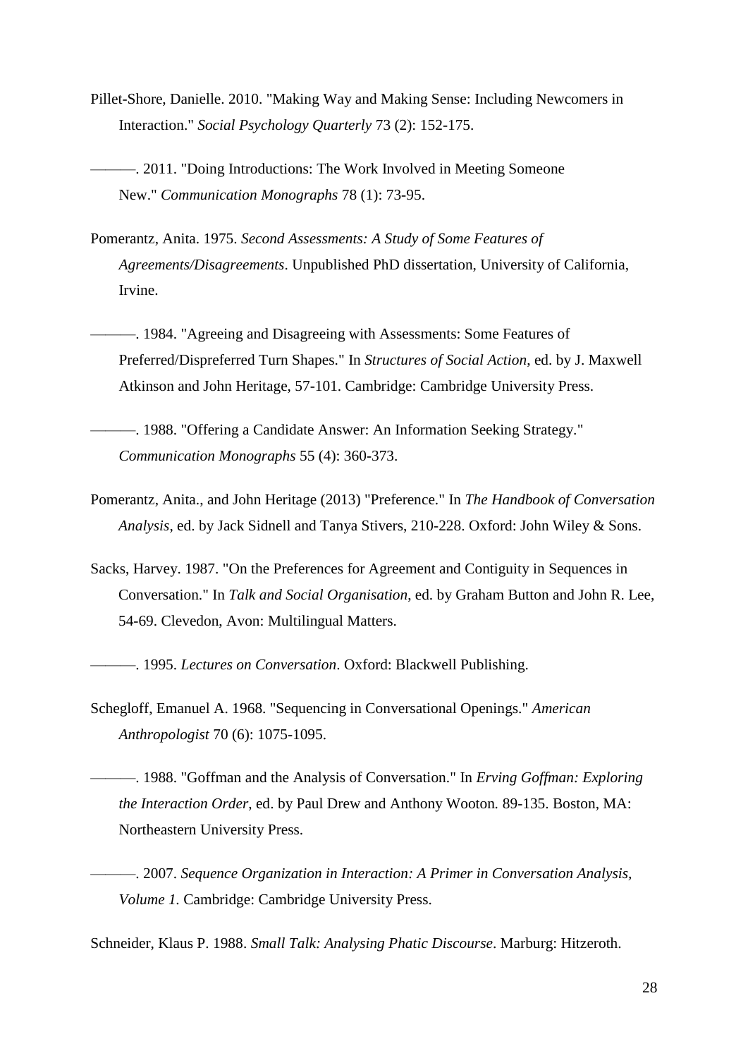Pillet-Shore, Danielle. 2010. "Making Way and Making Sense: Including Newcomers in Interaction." *Social Psychology Quarterly* 73 (2): 152-175.

———. 2011. "Doing Introductions: The Work Involved in Meeting Someone New." *Communication Monographs* 78 (1): 73-95.

Pomerantz, Anita. 1975. *Second Assessments: A Study of Some Features of Agreements/Disagreements*. Unpublished PhD dissertation, University of California, Irvine.

———. 1984. "Agreeing and Disagreeing with Assessments: Some Features of Preferred/Dispreferred Turn Shapes." In *Structures of Social Action*, ed. by J. Maxwell Atkinson and John Heritage, 57-101. Cambridge: Cambridge University Press.

———. 1988. "Offering a Candidate Answer: An Information Seeking Strategy." *Communication Monographs* 55 (4): 360-373.

Pomerantz, Anita., and John Heritage (2013) "Preference." In *The Handbook of Conversation Analysis*, ed. by Jack Sidnell and Tanya Stivers, 210-228. Oxford: John Wiley & Sons.

Sacks, Harvey. 1987. "On the Preferences for Agreement and Contiguity in Sequences in Conversation." In *Talk and Social Organisation*, ed. by Graham Button and John R. Lee, 54-69. Clevedon, Avon: Multilingual Matters.

———. 1995. *Lectures on Conversation*. Oxford: Blackwell Publishing.

Schegloff, Emanuel A. 1968. "Sequencing in Conversational Openings." *American Anthropologist* 70 (6): 1075-1095.

———. 1988. "Goffman and the Analysis of Conversation." In *Erving Goffman: Exploring the Interaction Order*, ed. by Paul Drew and Anthony Wooton. 89-135. Boston, MA: Northeastern University Press.

———. 2007. *Sequence Organization in Interaction: A Primer in Conversation Analysis, Volume 1*. Cambridge: Cambridge University Press.

Schneider, Klaus P. 1988. *Small Talk: Analysing Phatic Discourse*. Marburg: Hitzeroth.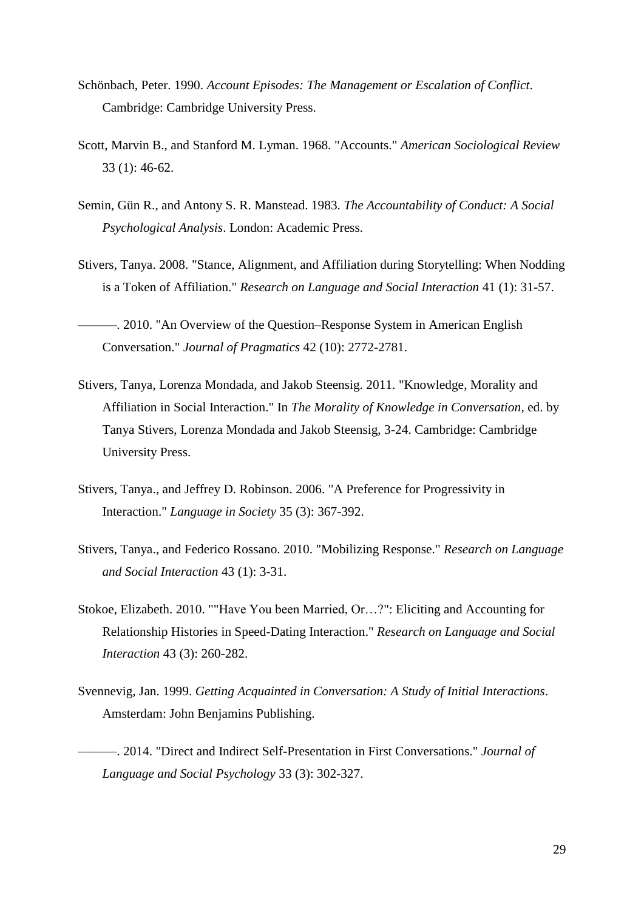Schönbach, Peter. 1990. *Account Episodes: The Management or Escalation of Conflict*. Cambridge: Cambridge University Press.

Scott, Marvin B., and Stanford M. Lyman. 1968. "Accounts." *American Sociological Review* 33 (1): 46-62.

Semin, Gün R., and Antony S. R. Manstead. 1983. *The Accountability of Conduct: A Social Psychological Analysis*. London: Academic Press.

Stivers, Tanya. 2008. "Stance, Alignment, and Affiliation during Storytelling: When Nodding is a Token of Affiliation." *Research on Language and Social Interaction* 41 (1): 31-57.

———. 2010. "An Overview of the Question–Response System in American English Conversation." *Journal of Pragmatics* 42 (10): 2772-2781.

Stivers, Tanya, Lorenza Mondada, and Jakob Steensig. 2011. "Knowledge, Morality and Affiliation in Social Interaction." In *The Morality of Knowledge in Conversation*, ed. by Tanya Stivers, Lorenza Mondada and Jakob Steensig, 3-24. Cambridge: Cambridge University Press.

Stivers, Tanya., and Jeffrey D. Robinson. 2006. "A Preference for Progressivity in Interaction." *Language in Society* 35 (3): 367-392.

Stivers, Tanya., and Federico Rossano. 2010. "Mobilizing Response." *Research on Language and Social Interaction* 43 (1): 3-31.

Stokoe, Elizabeth. 2010. ""Have You been Married, Or…?": Eliciting and Accounting for Relationship Histories in Speed-Dating Interaction." *Research on Language and Social Interaction* 43 (3): 260-282.

Svennevig, Jan. 1999. *Getting Acquainted in Conversation: A Study of Initial Interactions*. Amsterdam: John Benjamins Publishing.

———. 2014. "Direct and Indirect Self-Presentation in First Conversations." *Journal of Language and Social Psychology* 33 (3): 302-327.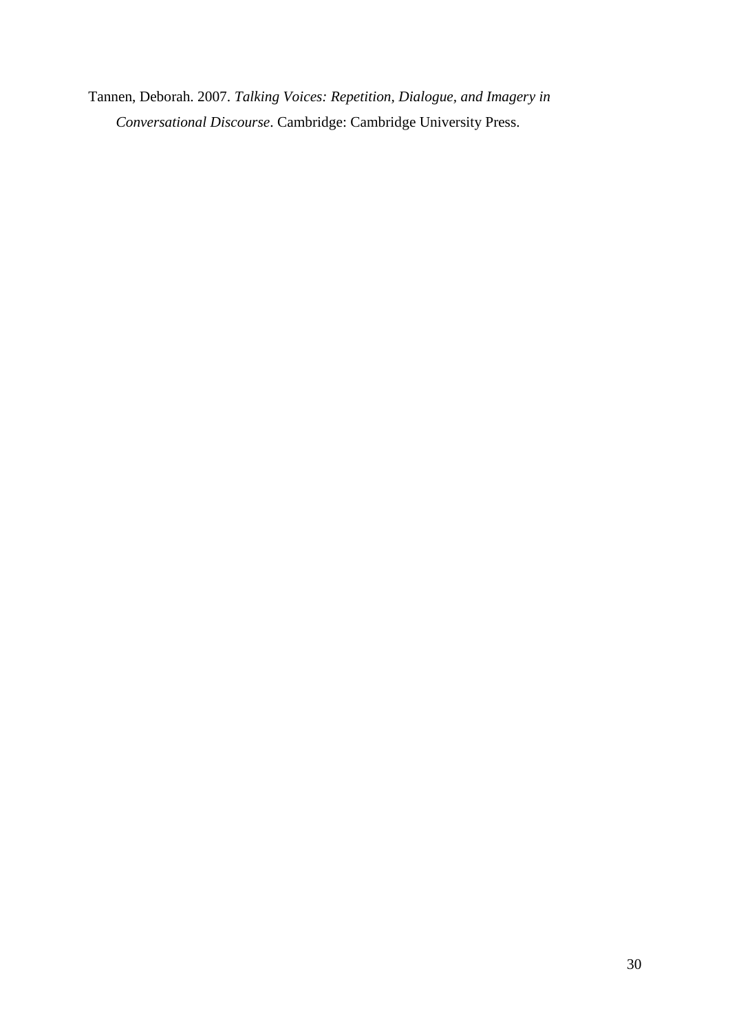Tannen, Deborah. 2007. *Talking Voices: Repetition, Dialogue, and Imagery in Conversational Discourse*. Cambridge: Cambridge University Press.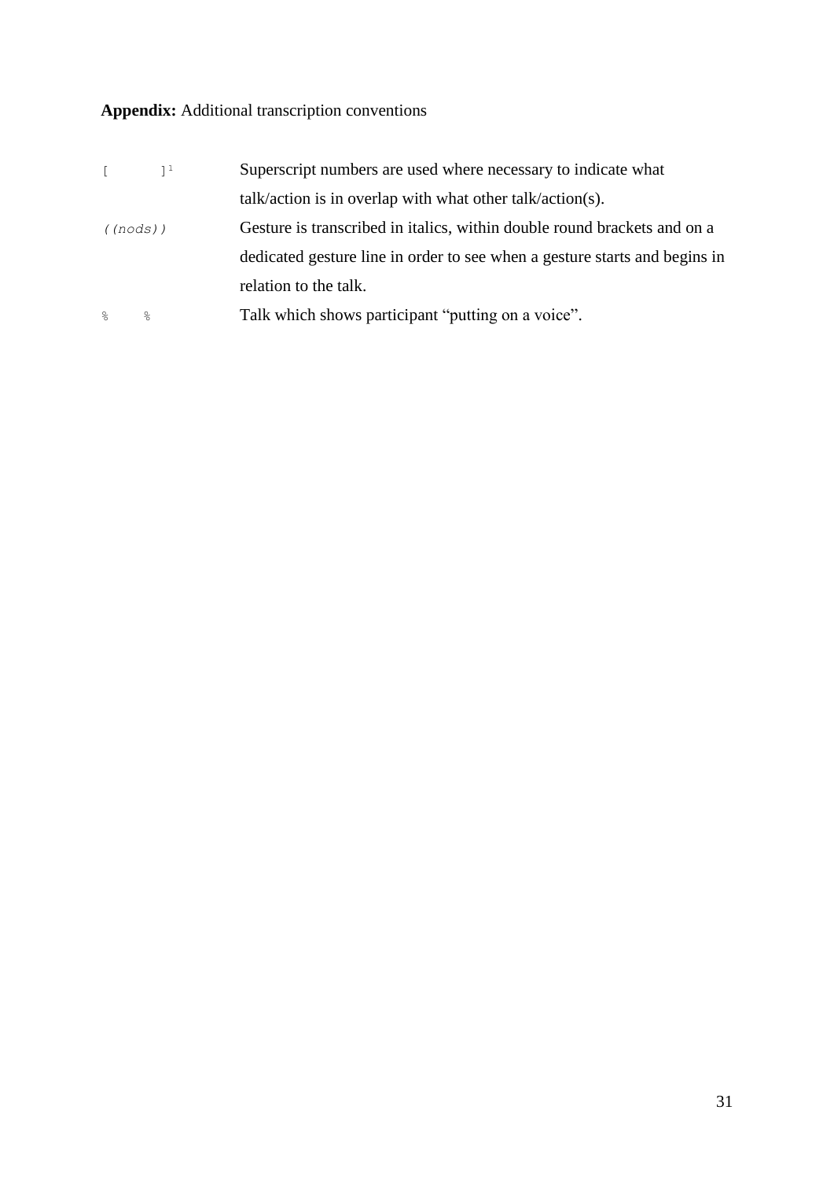**Appendix:** Additional transcription conventions

| | |
|---|---|
| `[ ]`[1] | Superscript numbers are used where necessary to indicate what talk/action is in overlap with what other talk/action(s). |
| *((nods))* | Gesture is transcribed in italics, within double round brackets and on a dedicated gesture line in order to see when a gesture starts and begins in relation to the talk. |
| `% %` | Talk which shows participant “putting on a voice”. |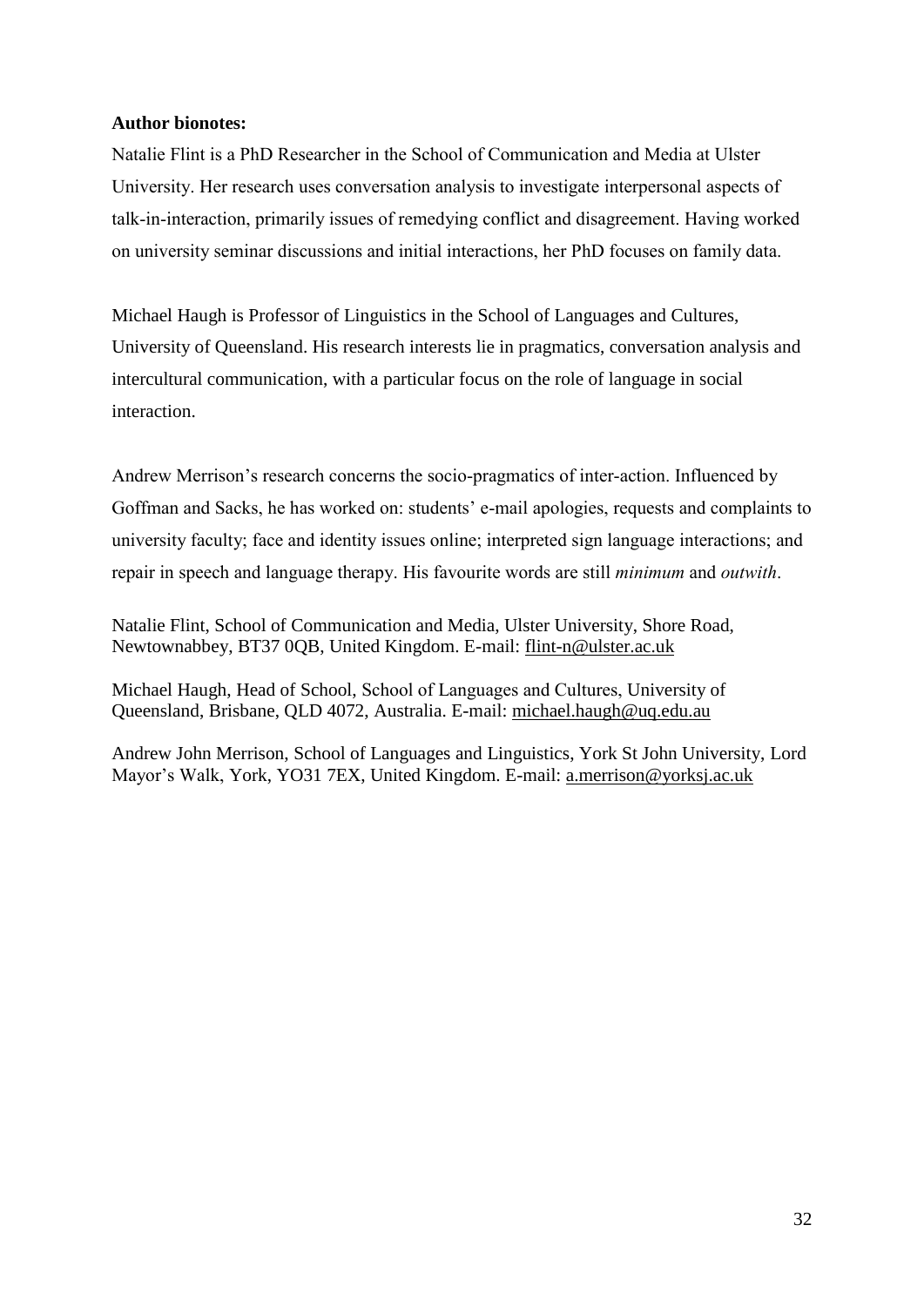**Author bionotes:**

Natalie Flint is a PhD Researcher in the School of Communication and Media at Ulster University. Her research uses conversation analysis to investigate interpersonal aspects of talk-in-interaction, primarily issues of remedying conflict and disagreement. Having worked on university seminar discussions and initial interactions, her PhD focuses on family data.

Michael Haugh is Professor of Linguistics in the School of Languages and Cultures, University of Queensland. His research interests lie in pragmatics, conversation analysis and intercultural communication, with a particular focus on the role of language in social interaction.

Andrew Merrison's research concerns the socio-pragmatics of inter-action. Influenced by Goffman and Sacks, he has worked on: students' e-mail apologies, requests and complaints to university faculty; face and identity issues online; interpreted sign language interactions; and repair in speech and language therapy. His favourite words are still *minimum* and *outwith*.

Natalie Flint, School of Communication and Media, Ulster University, Shore Road, Newtownabbey, BT37 0QB, United Kingdom. E-mail: flint-n@ulster.ac.uk

Michael Haugh, Head of School, School of Languages and Cultures, University of Queensland, Brisbane, QLD 4072, Australia. E-mail: michael.haugh@uq.edu.au

Andrew John Merrison, School of Languages and Linguistics, York St John University, Lord Mayor's Walk, York, YO31 7EX, United Kingdom. E-mail: a.merrison@yorksj.ac.uk